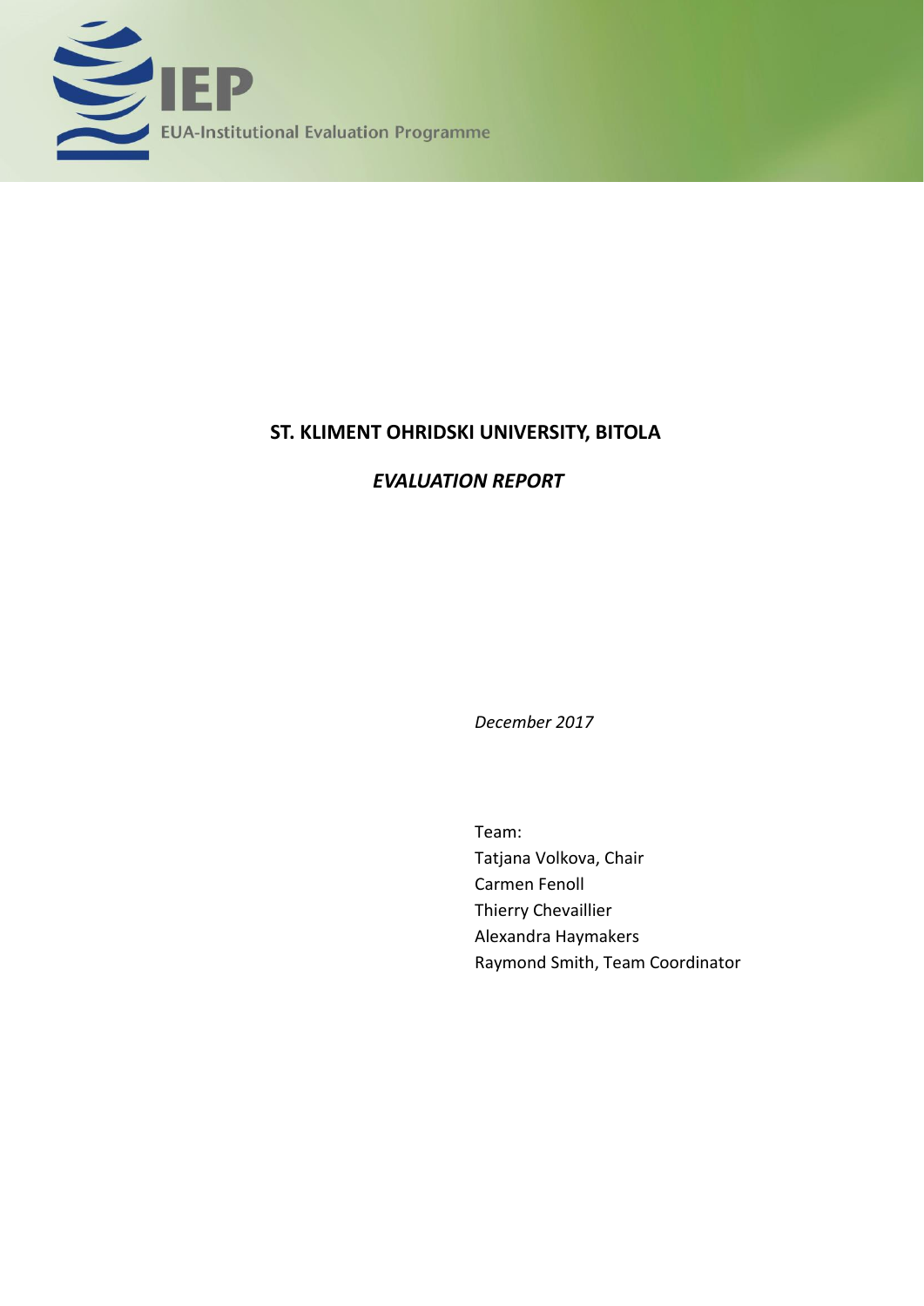IEP

EUA-Institutional Evaluation Programme

# ST. KLIMENT OHRIDSKI UNIVERSITY, BITOLA

## *EVALUATION REPORT*

*December 2017*

Team:
Tatjana Volkova, Chair
Carmen Fenoll
Thierry Chevaillier
Alexandra Haymakers
Raymond Smith, Team Coordinator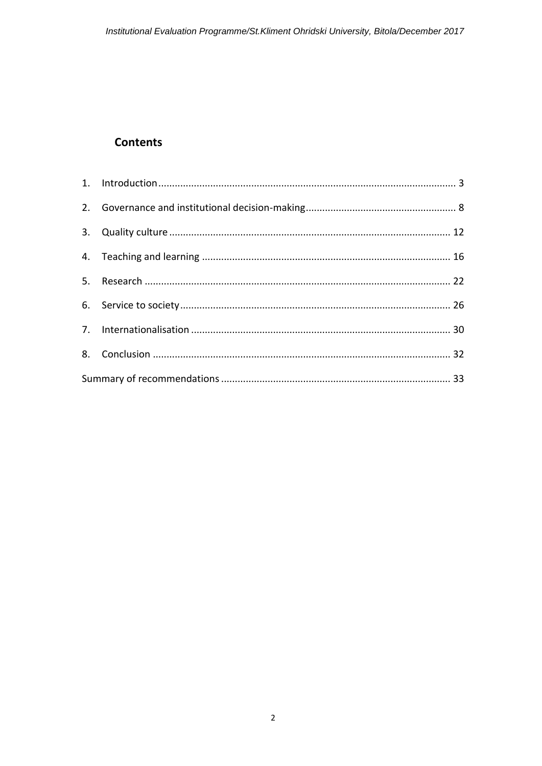## Contents

1. Introduction ........................................................................................................ 3
2. Governance and institutional decision-making ........................................................ 8
3. Quality culture .................................................................................................... 12
4. Teaching and learning ......................................................................................... 16
5. Research ............................................................................................................ 22
6. Service to society ............................................................................................... 26
7. Internationalisation ............................................................................................. 30
8. Conclusion ......................................................................................................... 32

Summary of recommendations ............................................................................... 33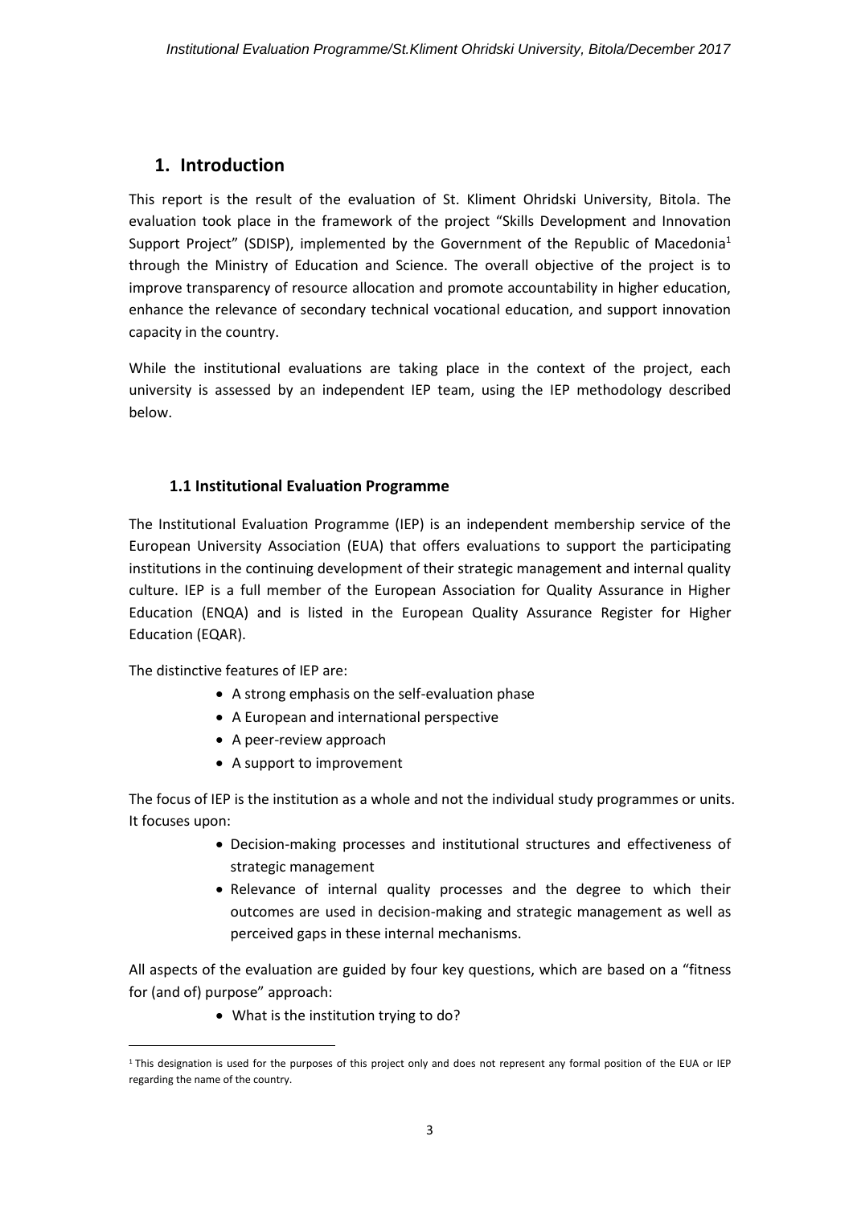# 1. Introduction

This report is the result of the evaluation of St. Kliment Ohridski University, Bitola. The evaluation took place in the framework of the project "Skills Development and Innovation Support Project" (SDISP), implemented by the Government of the Republic of Macedonia[1] through the Ministry of Education and Science. The overall objective of the project is to improve transparency of resource allocation and promote accountability in higher education, enhance the relevance of secondary technical vocational education, and support innovation capacity in the country.

While the institutional evaluations are taking place in the context of the project, each university is assessed by an independent IEP team, using the IEP methodology described below.

## 1.1 Institutional Evaluation Programme

The Institutional Evaluation Programme (IEP) is an independent membership service of the European University Association (EUA) that offers evaluations to support the participating institutions in the continuing development of their strategic management and internal quality culture. IEP is a full member of the European Association for Quality Assurance in Higher Education (ENQA) and is listed in the European Quality Assurance Register for Higher Education (EQAR).

The distinctive features of IEP are:

- A strong emphasis on the self-evaluation phase
- A European and international perspective
- A peer-review approach
- A support to improvement

The focus of IEP is the institution as a whole and not the individual study programmes or units. It focuses upon:

- Decision-making processes and institutional structures and effectiveness of strategic management
- Relevance of internal quality processes and the degree to which their outcomes are used in decision-making and strategic management as well as perceived gaps in these internal mechanisms.

All aspects of the evaluation are guided by four key questions, which are based on a "fitness for (and of) purpose" approach:

- What is the institution trying to do?

[1] This designation is used for the purposes of this project only and does not represent any formal position of the EUA or IEP regarding the name of the country.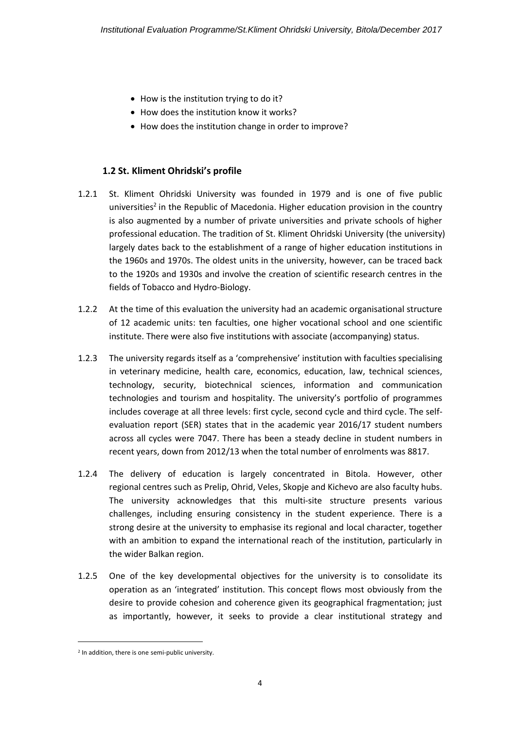- How is the institution trying to do it?
- How does the institution know it works?
- How does the institution change in order to improve?

### 1.2 St. Kliment Ohridski's profile

1.2.1 St. Kliment Ohridski University was founded in 1979 and is one of five public universities[2] in the Republic of Macedonia. Higher education provision in the country is also augmented by a number of private universities and private schools of higher professional education. The tradition of St. Kliment Ohridski University (the university) largely dates back to the establishment of a range of higher education institutions in the 1960s and 1970s. The oldest units in the university, however, can be traced back to the 1920s and 1930s and involve the creation of scientific research centres in the fields of Tobacco and Hydro-Biology.

1.2.2 At the time of this evaluation the university had an academic organisational structure of 12 academic units: ten faculties, one higher vocational school and one scientific institute. There were also five institutions with associate (accompanying) status.

1.2.3 The university regards itself as a 'comprehensive' institution with faculties specialising in veterinary medicine, health care, economics, education, law, technical sciences, technology, security, biotechnical sciences, information and communication technologies and tourism and hospitality. The university's portfolio of programmes includes coverage at all three levels: first cycle, second cycle and third cycle. The self-evaluation report (SER) states that in the academic year 2016/17 student numbers across all cycles were 7047. There has been a steady decline in student numbers in recent years, down from 2012/13 when the total number of enrolments was 8817.

1.2.4 The delivery of education is largely concentrated in Bitola. However, other regional centres such as Prelip, Ohrid, Veles, Skopje and Kichevo are also faculty hubs. The university acknowledges that this multi-site structure presents various challenges, including ensuring consistency in the student experience. There is a strong desire at the university to emphasise its regional and local character, together with an ambition to expand the international reach of the institution, particularly in the wider Balkan region.

1.2.5 One of the key developmental objectives for the university is to consolidate its operation as an 'integrated' institution. This concept flows most obviously from the desire to provide cohesion and coherence given its geographical fragmentation; just as importantly, however, it seeks to provide a clear institutional strategy and

[2] In addition, there is one semi-public university.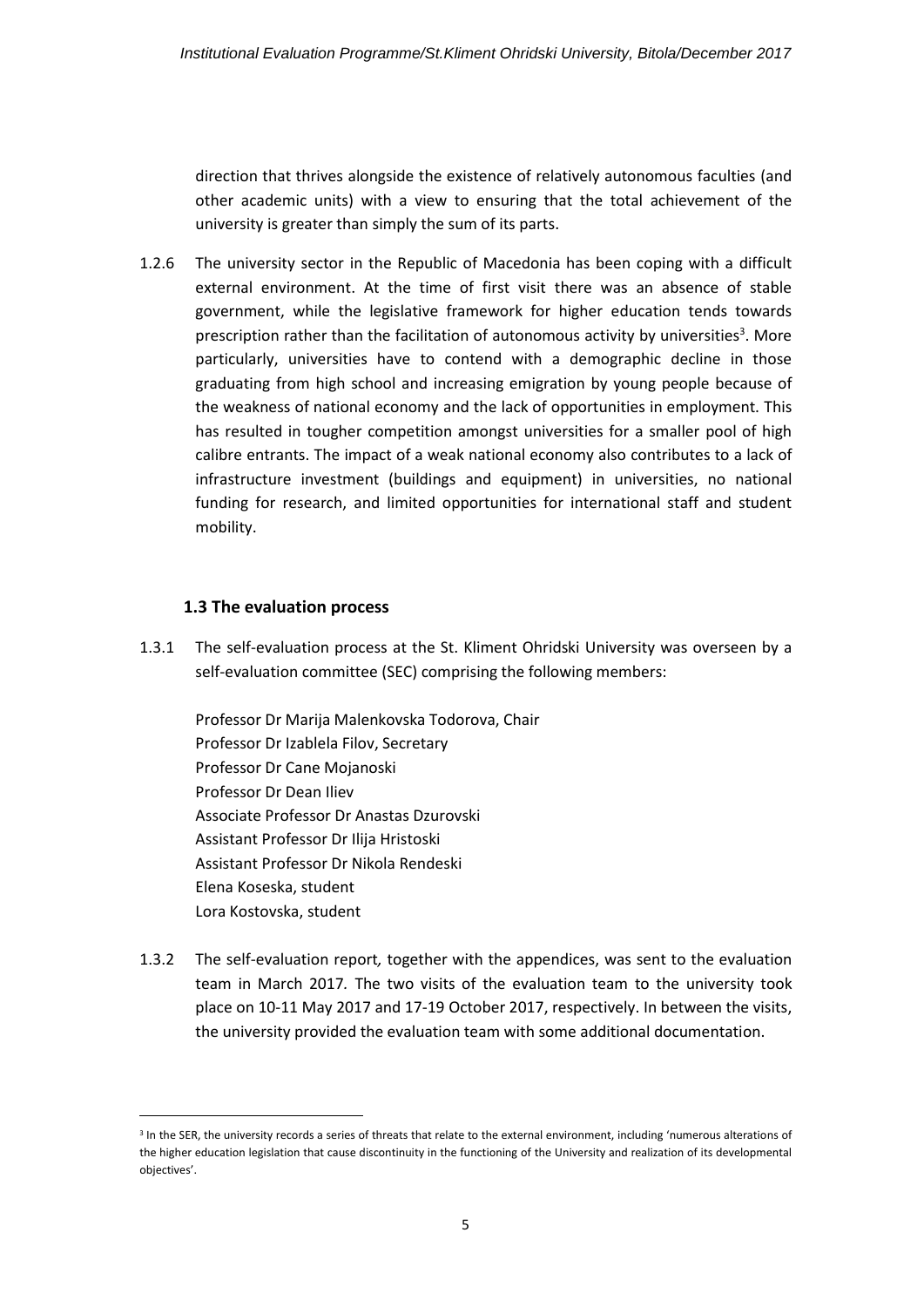direction that thrives alongside the existence of relatively autonomous faculties (and other academic units) with a view to ensuring that the total achievement of the university is greater than simply the sum of its parts.

1.2.6 The university sector in the Republic of Macedonia has been coping with a difficult external environment. At the time of first visit there was an absence of stable government, while the legislative framework for higher education tends towards prescription rather than the facilitation of autonomous activity by universities[3]. More particularly, universities have to contend with a demographic decline in those graduating from high school and increasing emigration by young people because of the weakness of national economy and the lack of opportunities in employment. This has resulted in tougher competition amongst universities for a smaller pool of high calibre entrants. The impact of a weak national economy also contributes to a lack of infrastructure investment (buildings and equipment) in universities, no national funding for research, and limited opportunities for international staff and student mobility.

### 1.3 The evaluation process

1.3.1 The self-evaluation process at the St. Kliment Ohridski University was overseen by a self-evaluation committee (SEC) comprising the following members:

Professor Dr Marija Malenkovska Todorova, Chair
Professor Dr Izablela Filov, Secretary
Professor Dr Cane Mojanoski
Professor Dr Dean Iliev
Associate Professor Dr Anastas Dzurovski
Assistant Professor Dr Ilija Hristoski
Assistant Professor Dr Nikola Rendeski
Elena Koseska, student
Lora Kostovska, student

1.3.2 The self-evaluation report*,* together with the appendices, was sent to the evaluation team in March 2017. The two visits of the evaluation team to the university took place on 10-11 May 2017 and 17-19 October 2017, respectively. In between the visits, the university provided the evaluation team with some additional documentation.

[3] In the SER, the university records a series of threats that relate to the external environment, including 'numerous alterations of the higher education legislation that cause discontinuity in the functioning of the University and realization of its developmental objectives'.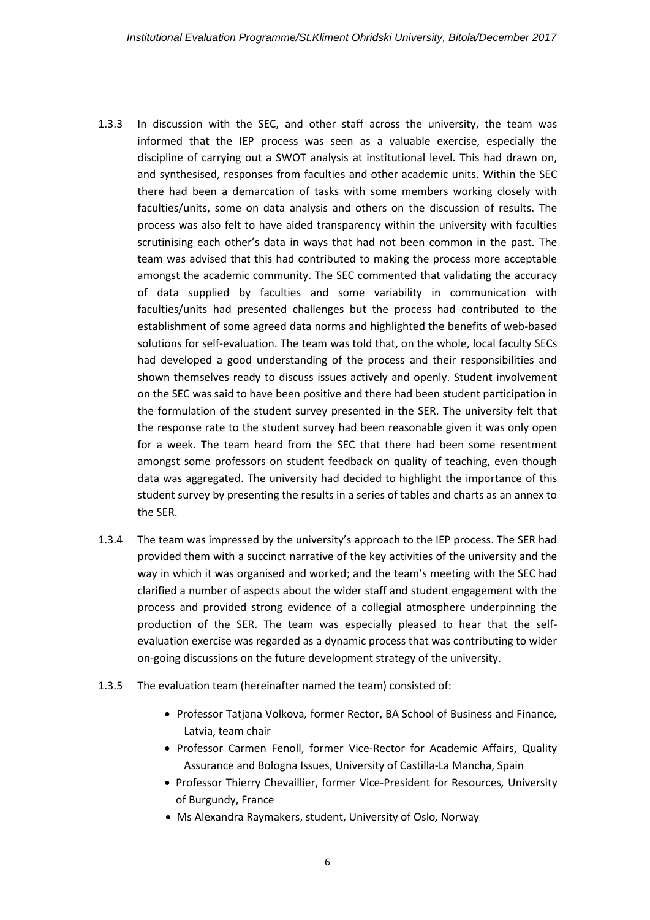1.3.3 In discussion with the SEC, and other staff across the university, the team was informed that the IEP process was seen as a valuable exercise, especially the discipline of carrying out a SWOT analysis at institutional level. This had drawn on, and synthesised, responses from faculties and other academic units. Within the SEC there had been a demarcation of tasks with some members working closely with faculties/units, some on data analysis and others on the discussion of results. The process was also felt to have aided transparency within the university with faculties scrutinising each other's data in ways that had not been common in the past. The team was advised that this had contributed to making the process more acceptable amongst the academic community. The SEC commented that validating the accuracy of data supplied by faculties and some variability in communication with faculties/units had presented challenges but the process had contributed to the establishment of some agreed data norms and highlighted the benefits of web-based solutions for self-evaluation. The team was told that, on the whole, local faculty SECs had developed a good understanding of the process and their responsibilities and shown themselves ready to discuss issues actively and openly. Student involvement on the SEC was said to have been positive and there had been student participation in the formulation of the student survey presented in the SER. The university felt that the response rate to the student survey had been reasonable given it was only open for a week. The team heard from the SEC that there had been some resentment amongst some professors on student feedback on quality of teaching, even though data was aggregated. The university had decided to highlight the importance of this student survey by presenting the results in a series of tables and charts as an annex to the SER.

1.3.4 The team was impressed by the university's approach to the IEP process. The SER had provided them with a succinct narrative of the key activities of the university and the way in which it was organised and worked; and the team's meeting with the SEC had clarified a number of aspects about the wider staff and student engagement with the process and provided strong evidence of a collegial atmosphere underpinning the production of the SER. The team was especially pleased to hear that the self-evaluation exercise was regarded as a dynamic process that was contributing to wider on-going discussions on the future development strategy of the university.

1.3.5 The evaluation team (hereinafter named the team) consisted of:

- Professor Tatjana Volkova, former Rector, BA School of Business and Finance, Latvia, team chair
- Professor Carmen Fenoll, former Vice-Rector for Academic Affairs, Quality Assurance and Bologna Issues, University of Castilla-La Mancha, Spain
- Professor Thierry Chevaillier, former Vice-President for Resources, University of Burgundy, France
- Ms Alexandra Raymakers, student, University of Oslo, Norway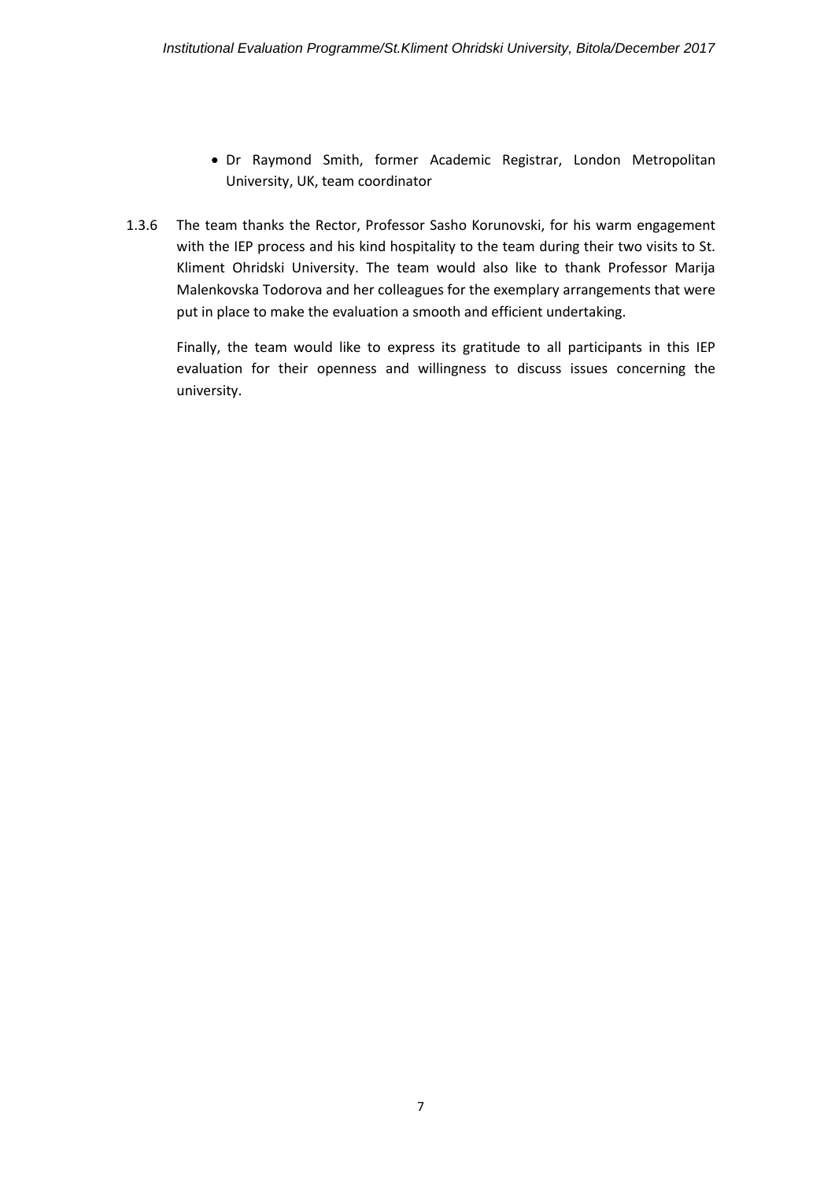- Dr Raymond Smith, former Academic Registrar, London Metropolitan University, UK, team coordinator

1.3.6 The team thanks the Rector, Professor Sasho Korunovski, for his warm engagement with the IEP process and his kind hospitality to the team during their two visits to St. Kliment Ohridski University. The team would also like to thank Professor Marija Malenkovska Todorova and her colleagues for the exemplary arrangements that were put in place to make the evaluation a smooth and efficient undertaking.

Finally, the team would like to express its gratitude to all participants in this IEP evaluation for their openness and willingness to discuss issues concerning the university.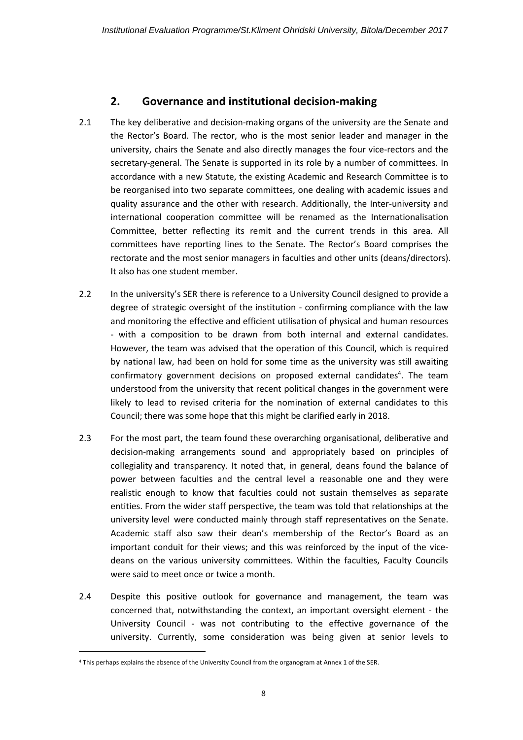## 2. Governance and institutional decision-making

2.1 The key deliberative and decision-making organs of the university are the Senate and the Rector's Board. The rector, who is the most senior leader and manager in the university, chairs the Senate and also directly manages the four vice-rectors and the secretary-general. The Senate is supported in its role by a number of committees. In accordance with a new Statute, the existing Academic and Research Committee is to be reorganised into two separate committees, one dealing with academic issues and quality assurance and the other with research. Additionally, the Inter-university and international cooperation committee will be renamed as the Internationalisation Committee, better reflecting its remit and the current trends in this area. All committees have reporting lines to the Senate. The Rector's Board comprises the rectorate and the most senior managers in faculties and other units (deans/directors). It also has one student member.

2.2 In the university's SER there is reference to a University Council designed to provide a degree of strategic oversight of the institution - confirming compliance with the law and monitoring the effective and efficient utilisation of physical and human resources - with a composition to be drawn from both internal and external candidates. However, the team was advised that the operation of this Council, which is required by national law, had been on hold for some time as the university was still awaiting confirmatory government decisions on proposed external candidates[4]. The team understood from the university that recent political changes in the government were likely to lead to revised criteria for the nomination of external candidates to this Council; there was some hope that this might be clarified early in 2018.

2.3 For the most part, the team found these overarching organisational, deliberative and decision-making arrangements sound and appropriately based on principles of collegiality and transparency. It noted that, in general, deans found the balance of power between faculties and the central level a reasonable one and they were realistic enough to know that faculties could not sustain themselves as separate entities. From the wider staff perspective, the team was told that relationships at the university level were conducted mainly through staff representatives on the Senate. Academic staff also saw their dean's membership of the Rector's Board as an important conduit for their views; and this was reinforced by the input of the vice-deans on the various university committees. Within the faculties, Faculty Councils were said to meet once or twice a month.

2.4 Despite this positive outlook for governance and management, the team was concerned that, notwithstanding the context, an important oversight element - the University Council - was not contributing to the effective governance of the university. Currently, some consideration was being given at senior levels to

[4] This perhaps explains the absence of the University Council from the organogram at Annex 1 of the SER.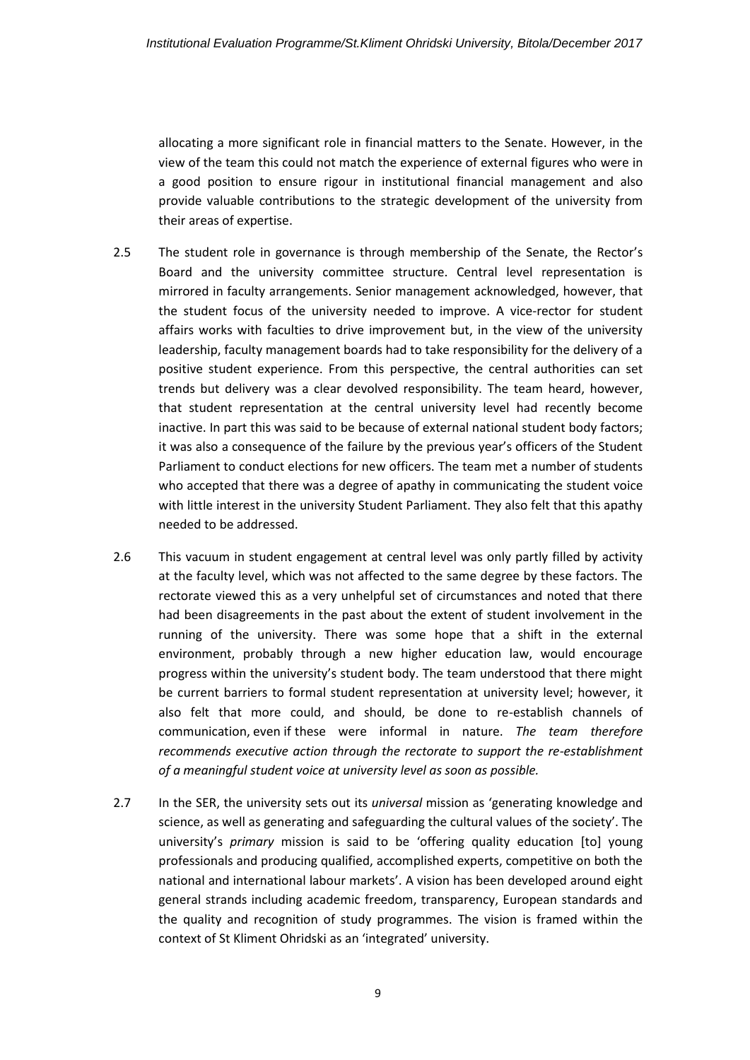allocating a more significant role in financial matters to the Senate. However, in the view of the team this could not match the experience of external figures who were in a good position to ensure rigour in institutional financial management and also provide valuable contributions to the strategic development of the university from their areas of expertise.

2.5 The student role in governance is through membership of the Senate, the Rector's Board and the university committee structure. Central level representation is mirrored in faculty arrangements. Senior management acknowledged, however, that the student focus of the university needed to improve. A vice-rector for student affairs works with faculties to drive improvement but, in the view of the university leadership, faculty management boards had to take responsibility for the delivery of a positive student experience. From this perspective, the central authorities can set trends but delivery was a clear devolved responsibility. The team heard, however, that student representation at the central university level had recently become inactive. In part this was said to be because of external national student body factors; it was also a consequence of the failure by the previous year's officers of the Student Parliament to conduct elections for new officers. The team met a number of students who accepted that there was a degree of apathy in communicating the student voice with little interest in the university Student Parliament. They also felt that this apathy needed to be addressed.

2.6 This vacuum in student engagement at central level was only partly filled by activity at the faculty level, which was not affected to the same degree by these factors. The rectorate viewed this as a very unhelpful set of circumstances and noted that there had been disagreements in the past about the extent of student involvement in the running of the university. There was some hope that a shift in the external environment, probably through a new higher education law, would encourage progress within the university's student body. The team understood that there might be current barriers to formal student representation at university level; however, it also felt that more could, and should, be done to re-establish channels of communication, even if these were informal in nature. *The team therefore recommends executive action through the rectorate to support the re-establishment of a meaningful student voice at university level as soon as possible.*

2.7 In the SER, the university sets out its *universal* mission as 'generating knowledge and science, as well as generating and safeguarding the cultural values of the society'. The university's *primary* mission is said to be 'offering quality education [to] young professionals and producing qualified, accomplished experts, competitive on both the national and international labour markets'. A vision has been developed around eight general strands including academic freedom, transparency, European standards and the quality and recognition of study programmes. The vision is framed within the context of St Kliment Ohridski as an 'integrated' university.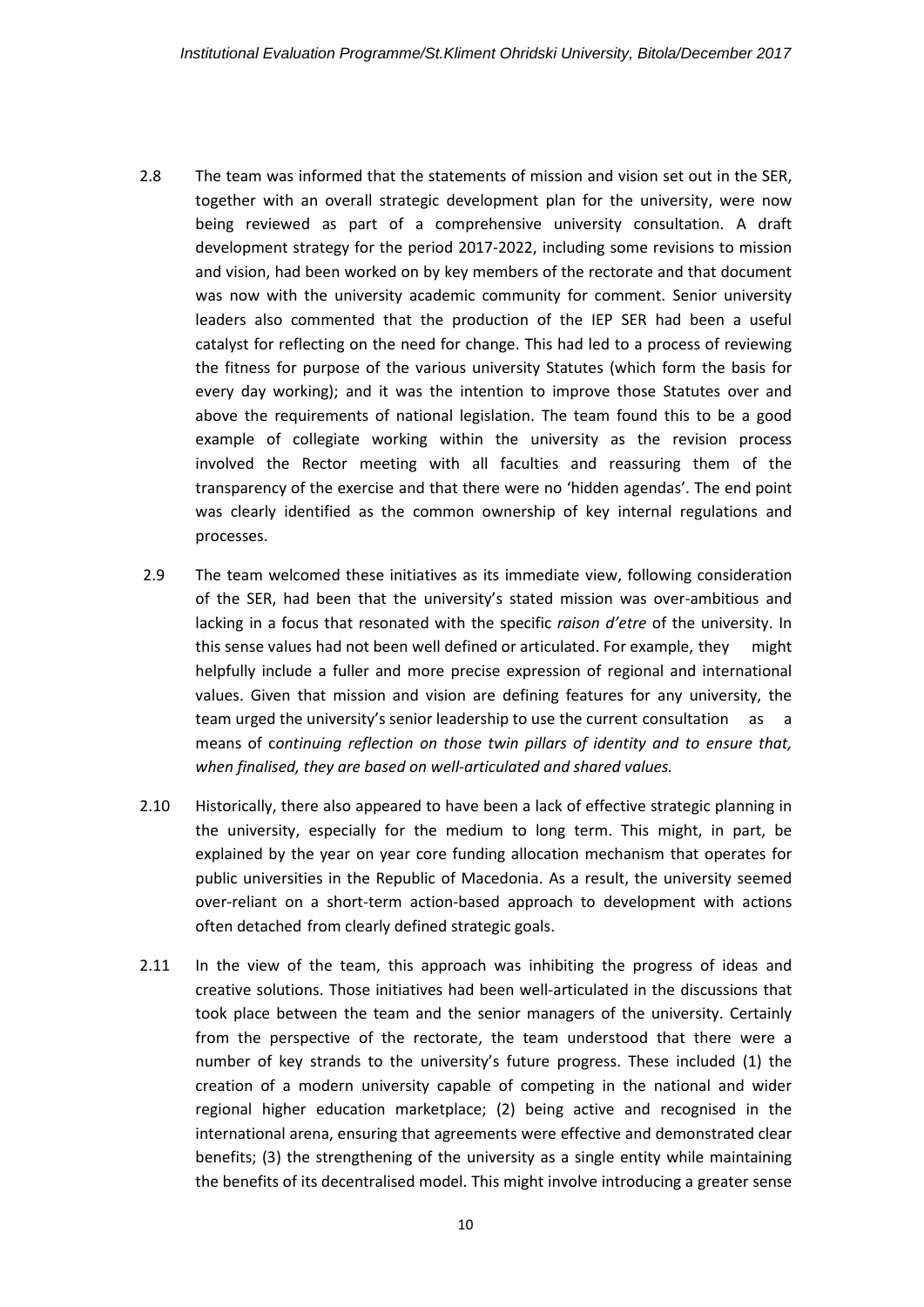2.8 The team was informed that the statements of mission and vision set out in the SER, together with an overall strategic development plan for the university, were now being reviewed as part of a comprehensive university consultation. A draft development strategy for the period 2017-2022, including some revisions to mission and vision, had been worked on by key members of the rectorate and that document was now with the university academic community for comment. Senior university leaders also commented that the production of the IEP SER had been a useful catalyst for reflecting on the need for change. This had led to a process of reviewing the fitness for purpose of the various university Statutes (which form the basis for every day working); and it was the intention to improve those Statutes over and above the requirements of national legislation. The team found this to be a good example of collegiate working within the university as the revision process involved the Rector meeting with all faculties and reassuring them of the transparency of the exercise and that there were no 'hidden agendas'. The end point was clearly identified as the common ownership of key internal regulations and processes.

2.9 The team welcomed these initiatives as its immediate view, following consideration of the SER, had been that the university's stated mission was over-ambitious and lacking in a focus that resonated with the specific *raison d'etre* of the university. In this sense values had not been well defined or articulated. For example, they might helpfully include a fuller and more precise expression of regional and international values. Given that mission and vision are defining features for any university, the team urged the university's senior leadership to use the current consultation as a means of c*ontinuing reflection on those twin pillars of identity and to ensure that, when finalised, they are based on well-articulated and shared values.*

2.10 Historically, there also appeared to have been a lack of effective strategic planning in the university, especially for the medium to long term. This might, in part, be explained by the year on year core funding allocation mechanism that operates for public universities in the Republic of Macedonia. As a result, the university seemed over-reliant on a short-term action-based approach to development with actions often detached from clearly defined strategic goals.

2.11 In the view of the team, this approach was inhibiting the progress of ideas and creative solutions. Those initiatives had been well-articulated in the discussions that took place between the team and the senior managers of the university. Certainly from the perspective of the rectorate, the team understood that there were a number of key strands to the university's future progress. These included (1) the creation of a modern university capable of competing in the national and wider regional higher education marketplace; (2) being active and recognised in the international arena, ensuring that agreements were effective and demonstrated clear benefits; (3) the strengthening of the university as a single entity while maintaining the benefits of its decentralised model. This might involve introducing a greater sense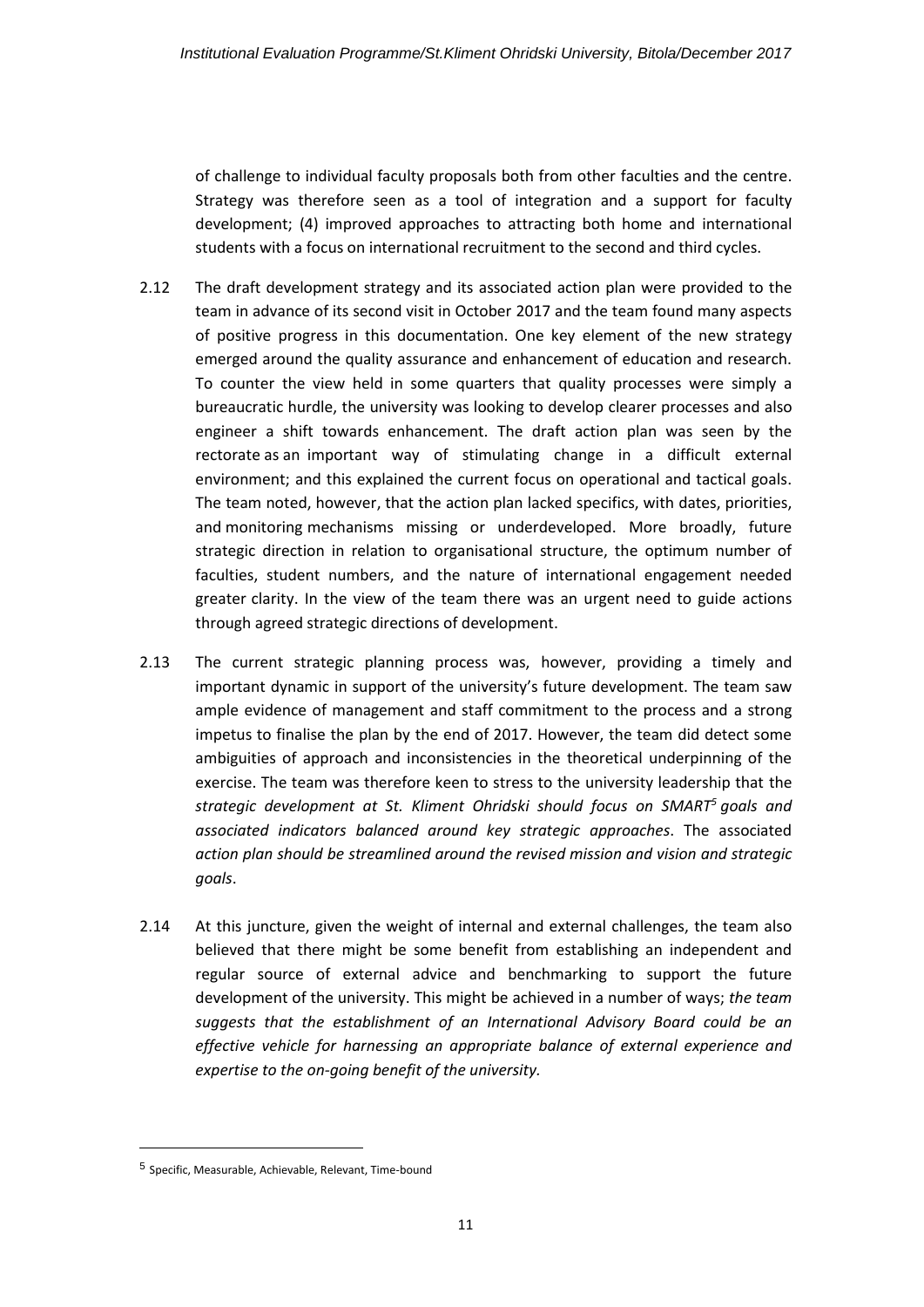of challenge to individual faculty proposals both from other faculties and the centre. Strategy was therefore seen as a tool of integration and a support for faculty development; (4) improved approaches to attracting both home and international students with a focus on international recruitment to the second and third cycles.

2.12 The draft development strategy and its associated action plan were provided to the team in advance of its second visit in October 2017 and the team found many aspects of positive progress in this documentation. One key element of the new strategy emerged around the quality assurance and enhancement of education and research. To counter the view held in some quarters that quality processes were simply a bureaucratic hurdle, the university was looking to develop clearer processes and also engineer a shift towards enhancement. The draft action plan was seen by the rectorate as an important way of stimulating change in a difficult external environment; and this explained the current focus on operational and tactical goals. The team noted, however, that the action plan lacked specifics, with dates, priorities, and monitoring mechanisms missing or underdeveloped. More broadly, future strategic direction in relation to organisational structure, the optimum number of faculties, student numbers, and the nature of international engagement needed greater clarity. In the view of the team there was an urgent need to guide actions through agreed strategic directions of development.

2.13 The current strategic planning process was, however, providing a timely and important dynamic in support of the university's future development. The team saw ample evidence of management and staff commitment to the process and a strong impetus to finalise the plan by the end of 2017. However, the team did detect some ambiguities of approach and inconsistencies in the theoretical underpinning of the exercise. The team was therefore keen to stress to the university leadership that the *strategic development at St. Kliment Ohridski should focus on SMART[5] goals and associated indicators balanced around key strategic approaches*. The associated *action plan should be streamlined around the revised mission and vision and strategic goals*.

2.14 At this juncture, given the weight of internal and external challenges, the team also believed that there might be some benefit from establishing an independent and regular source of external advice and benchmarking to support the future development of the university. This might be achieved in a number of ways; *the team suggests that the establishment of an International Advisory Board could be an effective vehicle for harnessing an appropriate balance of external experience and expertise to the on-going benefit of the university.*

---

[5] Specific, Measurable, Achievable, Relevant, Time-bound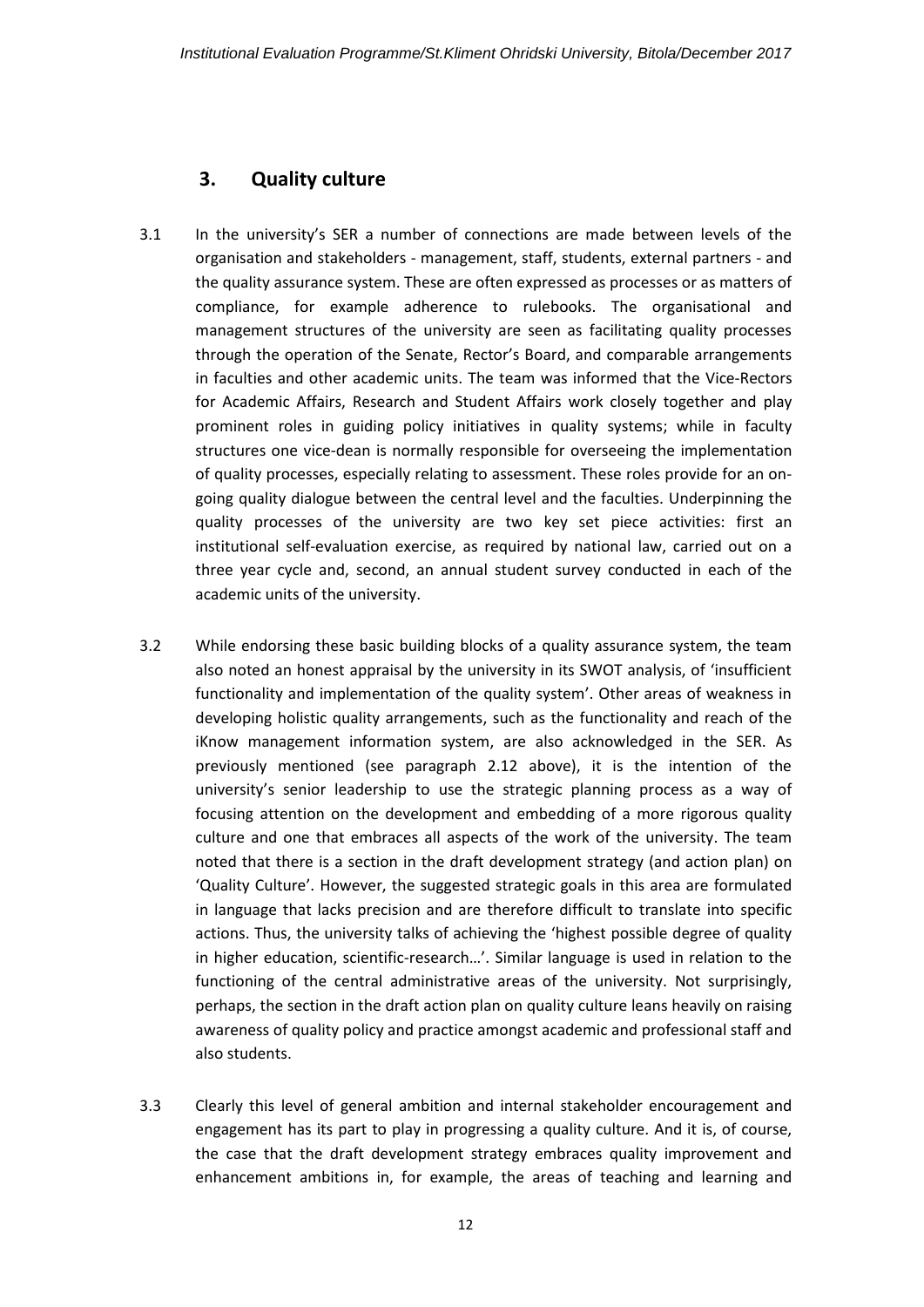## 3. Quality culture

3.1 In the university's SER a number of connections are made between levels of the organisation and stakeholders - management, staff, students, external partners - and the quality assurance system. These are often expressed as processes or as matters of compliance, for example adherence to rulebooks. The organisational and management structures of the university are seen as facilitating quality processes through the operation of the Senate, Rector's Board, and comparable arrangements in faculties and other academic units. The team was informed that the Vice-Rectors for Academic Affairs, Research and Student Affairs work closely together and play prominent roles in guiding policy initiatives in quality systems; while in faculty structures one vice-dean is normally responsible for overseeing the implementation of quality processes, especially relating to assessment. These roles provide for an on-going quality dialogue between the central level and the faculties. Underpinning the quality processes of the university are two key set piece activities: first an institutional self-evaluation exercise, as required by national law, carried out on a three year cycle and, second, an annual student survey conducted in each of the academic units of the university.

3.2 While endorsing these basic building blocks of a quality assurance system, the team also noted an honest appraisal by the university in its SWOT analysis, of 'insufficient functionality and implementation of the quality system'. Other areas of weakness in developing holistic quality arrangements, such as the functionality and reach of the iKnow management information system, are also acknowledged in the SER. As previously mentioned (see paragraph 2.12 above), it is the intention of the university's senior leadership to use the strategic planning process as a way of focusing attention on the development and embedding of a more rigorous quality culture and one that embraces all aspects of the work of the university. The team noted that there is a section in the draft development strategy (and action plan) on 'Quality Culture'. However, the suggested strategic goals in this area are formulated in language that lacks precision and are therefore difficult to translate into specific actions. Thus, the university talks of achieving the 'highest possible degree of quality in higher education, scientific-research…'. Similar language is used in relation to the functioning of the central administrative areas of the university. Not surprisingly, perhaps, the section in the draft action plan on quality culture leans heavily on raising awareness of quality policy and practice amongst academic and professional staff and also students.

3.3 Clearly this level of general ambition and internal stakeholder encouragement and engagement has its part to play in progressing a quality culture. And it is, of course, the case that the draft development strategy embraces quality improvement and enhancement ambitions in, for example, the areas of teaching and learning and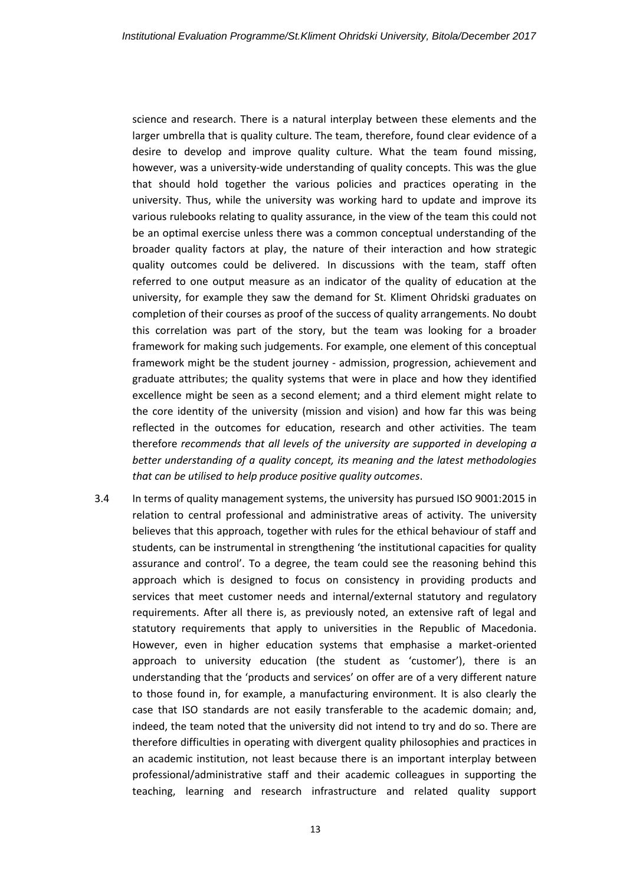science and research. There is a natural interplay between these elements and the larger umbrella that is quality culture. The team, therefore, found clear evidence of a desire to develop and improve quality culture. What the team found missing, however, was a university-wide understanding of quality concepts. This was the glue that should hold together the various policies and practices operating in the university. Thus, while the university was working hard to update and improve its various rulebooks relating to quality assurance, in the view of the team this could not be an optimal exercise unless there was a common conceptual understanding of the broader quality factors at play, the nature of their interaction and how strategic quality outcomes could be delivered. In discussions with the team, staff often referred to one output measure as an indicator of the quality of education at the university, for example they saw the demand for St. Kliment Ohridski graduates on completion of their courses as proof of the success of quality arrangements. No doubt this correlation was part of the story, but the team was looking for a broader framework for making such judgements. For example, one element of this conceptual framework might be the student journey - admission, progression, achievement and graduate attributes; the quality systems that were in place and how they identified excellence might be seen as a second element; and a third element might relate to the core identity of the university (mission and vision) and how far this was being reflected in the outcomes for education, research and other activities. The team therefore *recommends that all levels of the university are supported in developing a better understanding of a quality concept, its meaning and the latest methodologies that can be utilised to help produce positive quality outcomes*.

3.4 In terms of quality management systems, the university has pursued ISO 9001:2015 in relation to central professional and administrative areas of activity. The university believes that this approach, together with rules for the ethical behaviour of staff and students, can be instrumental in strengthening 'the institutional capacities for quality assurance and control'. To a degree, the team could see the reasoning behind this approach which is designed to focus on consistency in providing products and services that meet customer needs and internal/external statutory and regulatory requirements. After all there is, as previously noted, an extensive raft of legal and statutory requirements that apply to universities in the Republic of Macedonia. However, even in higher education systems that emphasise a market-oriented approach to university education (the student as 'customer'), there is an understanding that the 'products and services' on offer are of a very different nature to those found in, for example, a manufacturing environment. It is also clearly the case that ISO standards are not easily transferable to the academic domain; and, indeed, the team noted that the university did not intend to try and do so. There are therefore difficulties in operating with divergent quality philosophies and practices in an academic institution, not least because there is an important interplay between professional/administrative staff and their academic colleagues in supporting the teaching, learning and research infrastructure and related quality support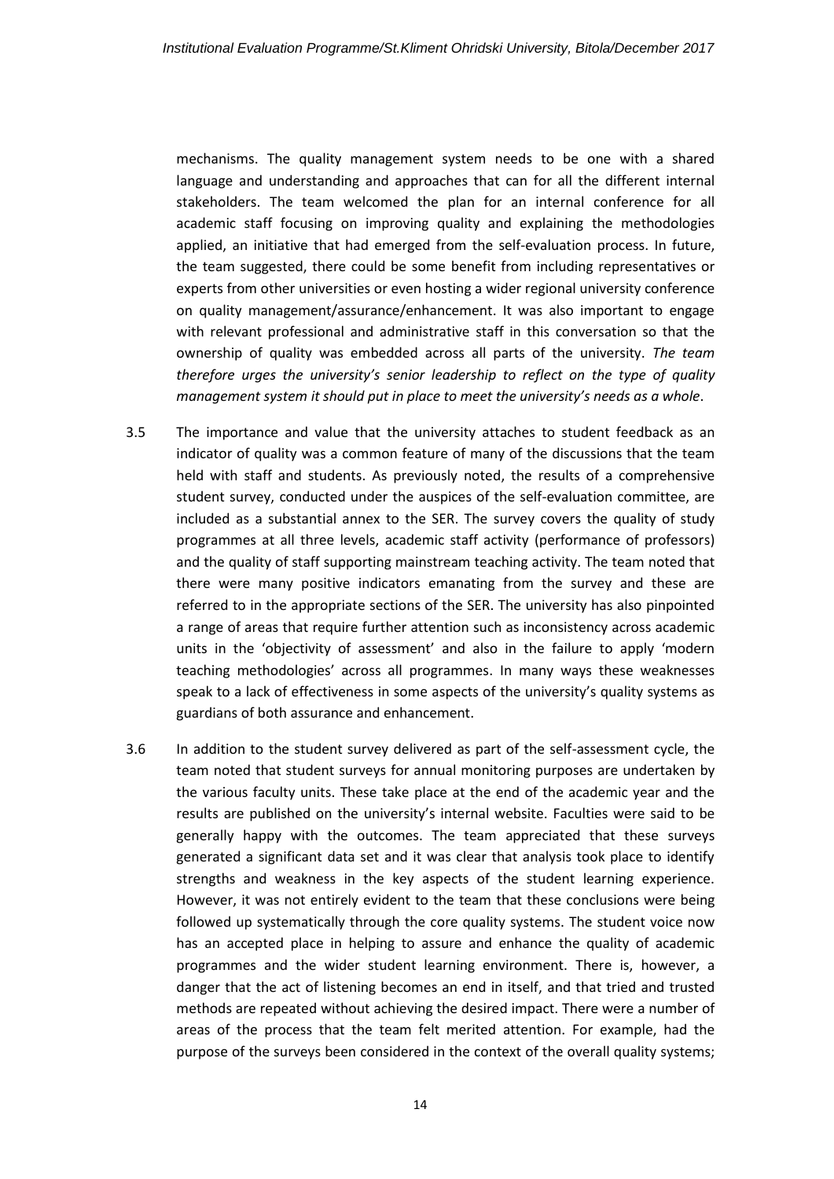mechanisms. The quality management system needs to be one with a shared language and understanding and approaches that can for all the different internal stakeholders. The team welcomed the plan for an internal conference for all academic staff focusing on improving quality and explaining the methodologies applied, an initiative that had emerged from the self-evaluation process. In future, the team suggested, there could be some benefit from including representatives or experts from other universities or even hosting a wider regional university conference on quality management/assurance/enhancement. It was also important to engage with relevant professional and administrative staff in this conversation so that the ownership of quality was embedded across all parts of the university. *The team therefore urges the university's senior leadership to reflect on the type of quality management system it should put in place to meet the university's needs as a whole*.

3.5 The importance and value that the university attaches to student feedback as an indicator of quality was a common feature of many of the discussions that the team held with staff and students. As previously noted, the results of a comprehensive student survey, conducted under the auspices of the self-evaluation committee, are included as a substantial annex to the SER. The survey covers the quality of study programmes at all three levels, academic staff activity (performance of professors) and the quality of staff supporting mainstream teaching activity. The team noted that there were many positive indicators emanating from the survey and these are referred to in the appropriate sections of the SER. The university has also pinpointed a range of areas that require further attention such as inconsistency across academic units in the 'objectivity of assessment' and also in the failure to apply 'modern teaching methodologies' across all programmes. In many ways these weaknesses speak to a lack of effectiveness in some aspects of the university's quality systems as guardians of both assurance and enhancement.

3.6 In addition to the student survey delivered as part of the self-assessment cycle, the team noted that student surveys for annual monitoring purposes are undertaken by the various faculty units. These take place at the end of the academic year and the results are published on the university's internal website. Faculties were said to be generally happy with the outcomes. The team appreciated that these surveys generated a significant data set and it was clear that analysis took place to identify strengths and weakness in the key aspects of the student learning experience. However, it was not entirely evident to the team that these conclusions were being followed up systematically through the core quality systems. The student voice now has an accepted place in helping to assure and enhance the quality of academic programmes and the wider student learning environment. There is, however, a danger that the act of listening becomes an end in itself, and that tried and trusted methods are repeated without achieving the desired impact. There were a number of areas of the process that the team felt merited attention. For example, had the purpose of the surveys been considered in the context of the overall quality systems;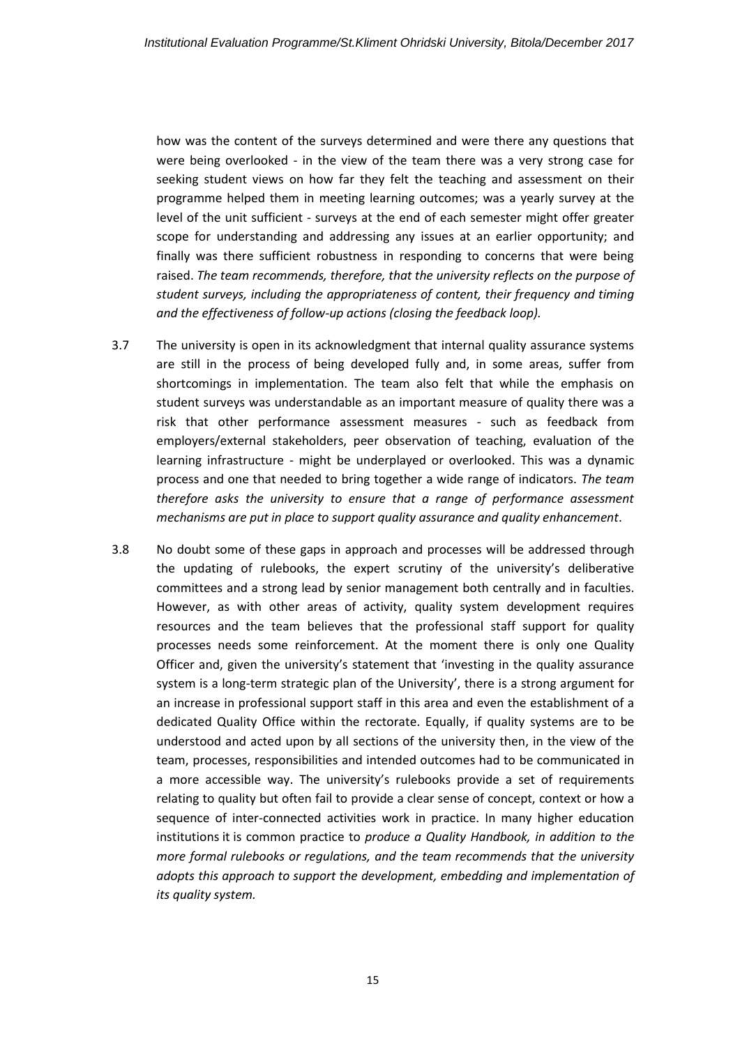how was the content of the surveys determined and were there any questions that were being overlooked - in the view of the team there was a very strong case for seeking student views on how far they felt the teaching and assessment on their programme helped them in meeting learning outcomes; was a yearly survey at the level of the unit sufficient - surveys at the end of each semester might offer greater scope for understanding and addressing any issues at an earlier opportunity; and finally was there sufficient robustness in responding to concerns that were being raised. *The team recommends, therefore, that the university reflects on the purpose of student surveys, including the appropriateness of content, their frequency and timing and the effectiveness of follow-up actions (closing the feedback loop).*

3.7 The university is open in its acknowledgment that internal quality assurance systems are still in the process of being developed fully and, in some areas, suffer from shortcomings in implementation. The team also felt that while the emphasis on student surveys was understandable as an important measure of quality there was a risk that other performance assessment measures - such as feedback from employers/external stakeholders, peer observation of teaching, evaluation of the learning infrastructure - might be underplayed or overlooked. This was a dynamic process and one that needed to bring together a wide range of indicators. *The team therefore asks the university to ensure that a range of performance assessment mechanisms are put in place to support quality assurance and quality enhancement*.

3.8 No doubt some of these gaps in approach and processes will be addressed through the updating of rulebooks, the expert scrutiny of the university's deliberative committees and a strong lead by senior management both centrally and in faculties. However, as with other areas of activity, quality system development requires resources and the team believes that the professional staff support for quality processes needs some reinforcement. At the moment there is only one Quality Officer and, given the university's statement that 'investing in the quality assurance system is a long-term strategic plan of the University', there is a strong argument for an increase in professional support staff in this area and even the establishment of a dedicated Quality Office within the rectorate. Equally, if quality systems are to be understood and acted upon by all sections of the university then, in the view of the team, processes, responsibilities and intended outcomes had to be communicated in a more accessible way. The university's rulebooks provide a set of requirements relating to quality but often fail to provide a clear sense of concept, context or how a sequence of inter-connected activities work in practice. In many higher education institutions it is common practice to *produce a Quality Handbook, in addition to the more formal rulebooks or regulations, and the team recommends that the university adopts this approach to support the development, embedding and implementation of its quality system.*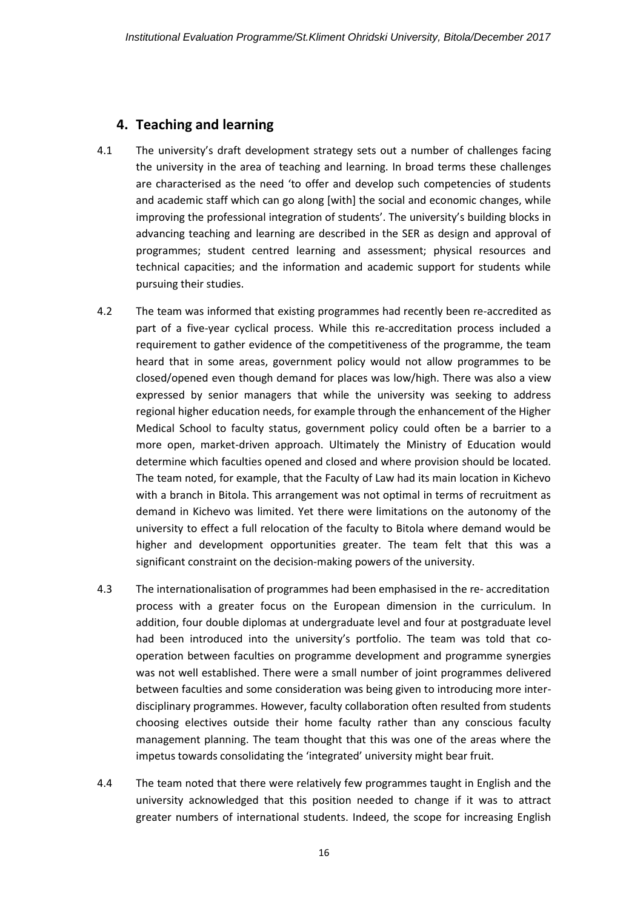## 4. Teaching and learning

4.1 The university's draft development strategy sets out a number of challenges facing the university in the area of teaching and learning. In broad terms these challenges are characterised as the need 'to offer and develop such competencies of students and academic staff which can go along [with] the social and economic changes, while improving the professional integration of students'. The university's building blocks in advancing teaching and learning are described in the SER as design and approval of programmes; student centred learning and assessment; physical resources and technical capacities; and the information and academic support for students while pursuing their studies.

4.2 The team was informed that existing programmes had recently been re-accredited as part of a five-year cyclical process. While this re-accreditation process included a requirement to gather evidence of the competitiveness of the programme, the team heard that in some areas, government policy would not allow programmes to be closed/opened even though demand for places was low/high. There was also a view expressed by senior managers that while the university was seeking to address regional higher education needs, for example through the enhancement of the Higher Medical School to faculty status, government policy could often be a barrier to a more open, market-driven approach. Ultimately the Ministry of Education would determine which faculties opened and closed and where provision should be located. The team noted, for example, that the Faculty of Law had its main location in Kichevo with a branch in Bitola. This arrangement was not optimal in terms of recruitment as demand in Kichevo was limited. Yet there were limitations on the autonomy of the university to effect a full relocation of the faculty to Bitola where demand would be higher and development opportunities greater. The team felt that this was a significant constraint on the decision-making powers of the university.

4.3 The internationalisation of programmes had been emphasised in the re- accreditation process with a greater focus on the European dimension in the curriculum. In addition, four double diplomas at undergraduate level and four at postgraduate level had been introduced into the university's portfolio. The team was told that co-operation between faculties on programme development and programme synergies was not well established. There were a small number of joint programmes delivered between faculties and some consideration was being given to introducing more inter-disciplinary programmes. However, faculty collaboration often resulted from students choosing electives outside their home faculty rather than any conscious faculty management planning. The team thought that this was one of the areas where the impetus towards consolidating the 'integrated' university might bear fruit.

4.4 The team noted that there were relatively few programmes taught in English and the university acknowledged that this position needed to change if it was to attract greater numbers of international students. Indeed, the scope for increasing English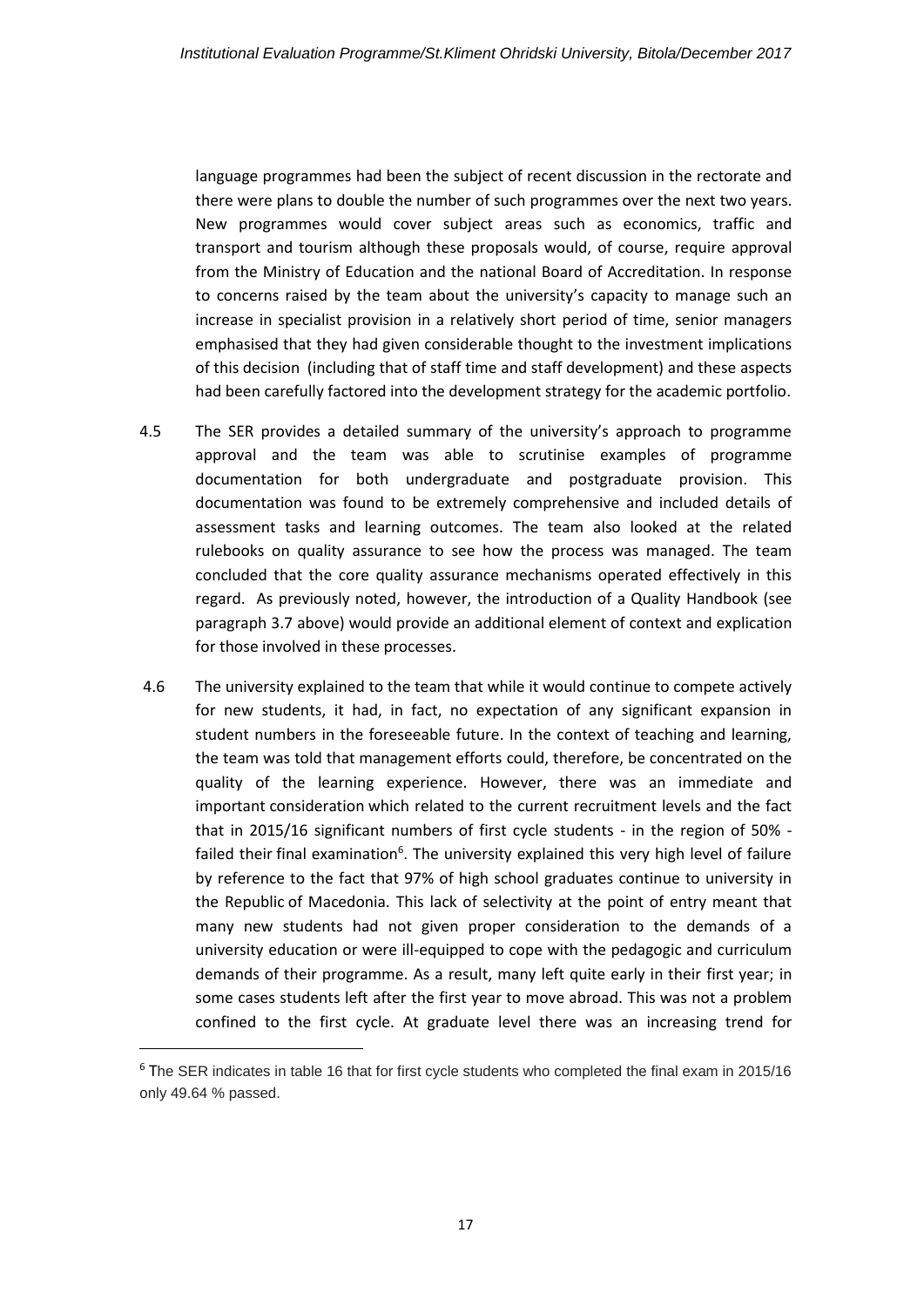language programmes had been the subject of recent discussion in the rectorate and there were plans to double the number of such programmes over the next two years. New programmes would cover subject areas such as economics, traffic and transport and tourism although these proposals would, of course, require approval from the Ministry of Education and the national Board of Accreditation. In response to concerns raised by the team about the university's capacity to manage such an increase in specialist provision in a relatively short period of time, senior managers emphasised that they had given considerable thought to the investment implications of this decision (including that of staff time and staff development) and these aspects had been carefully factored into the development strategy for the academic portfolio.

4.5 The SER provides a detailed summary of the university's approach to programme approval and the team was able to scrutinise examples of programme documentation for both undergraduate and postgraduate provision. This documentation was found to be extremely comprehensive and included details of assessment tasks and learning outcomes. The team also looked at the related rulebooks on quality assurance to see how the process was managed. The team concluded that the core quality assurance mechanisms operated effectively in this regard. As previously noted, however, the introduction of a Quality Handbook (see paragraph 3.7 above) would provide an additional element of context and explication for those involved in these processes.

4.6 The university explained to the team that while it would continue to compete actively for new students, it had, in fact, no expectation of any significant expansion in student numbers in the foreseeable future. In the context of teaching and learning, the team was told that management efforts could, therefore, be concentrated on the quality of the learning experience. However, there was an immediate and important consideration which related to the current recruitment levels and the fact that in 2015/16 significant numbers of first cycle students - in the region of 50% - failed their final examination[6]. The university explained this very high level of failure by reference to the fact that 97% of high school graduates continue to university in the Republic of Macedonia. This lack of selectivity at the point of entry meant that many new students had not given proper consideration to the demands of a university education or were ill-equipped to cope with the pedagogic and curriculum demands of their programme. As a result, many left quite early in their first year; in some cases students left after the first year to move abroad. This was not a problem confined to the first cycle. At graduate level there was an increasing trend for

[6] The SER indicates in table 16 that for first cycle students who completed the final exam in 2015/16 only 49.64 % passed.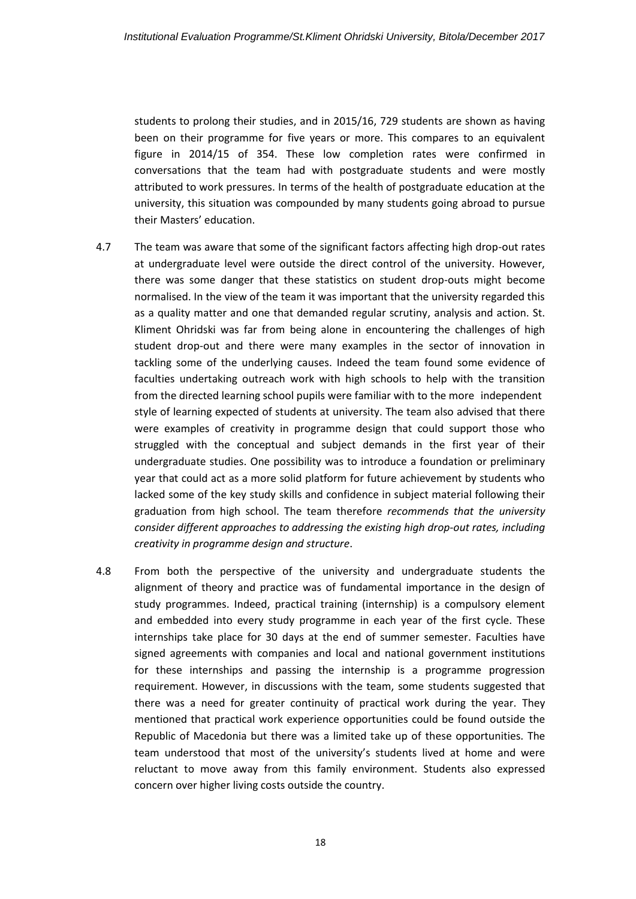students to prolong their studies, and in 2015/16, 729 students are shown as having been on their programme for five years or more. This compares to an equivalent figure in 2014/15 of 354. These low completion rates were confirmed in conversations that the team had with postgraduate students and were mostly attributed to work pressures. In terms of the health of postgraduate education at the university, this situation was compounded by many students going abroad to pursue their Masters' education.

4.7 The team was aware that some of the significant factors affecting high drop-out rates at undergraduate level were outside the direct control of the university. However, there was some danger that these statistics on student drop-outs might become normalised. In the view of the team it was important that the university regarded this as a quality matter and one that demanded regular scrutiny, analysis and action. St. Kliment Ohridski was far from being alone in encountering the challenges of high student drop-out and there were many examples in the sector of innovation in tackling some of the underlying causes. Indeed the team found some evidence of faculties undertaking outreach work with high schools to help with the transition from the directed learning school pupils were familiar with to the more independent style of learning expected of students at university. The team also advised that there were examples of creativity in programme design that could support those who struggled with the conceptual and subject demands in the first year of their undergraduate studies. One possibility was to introduce a foundation or preliminary year that could act as a more solid platform for future achievement by students who lacked some of the key study skills and confidence in subject material following their graduation from high school. The team therefore *recommends that the university consider different approaches to addressing the existing high drop-out rates, including creativity in programme design and structure*.

4.8 From both the perspective of the university and undergraduate students the alignment of theory and practice was of fundamental importance in the design of study programmes. Indeed, practical training (internship) is a compulsory element and embedded into every study programme in each year of the first cycle. These internships take place for 30 days at the end of summer semester. Faculties have signed agreements with companies and local and national government institutions for these internships and passing the internship is a programme progression requirement. However, in discussions with the team, some students suggested that there was a need for greater continuity of practical work during the year. They mentioned that practical work experience opportunities could be found outside the Republic of Macedonia but there was a limited take up of these opportunities. The team understood that most of the university's students lived at home and were reluctant to move away from this family environment. Students also expressed concern over higher living costs outside the country.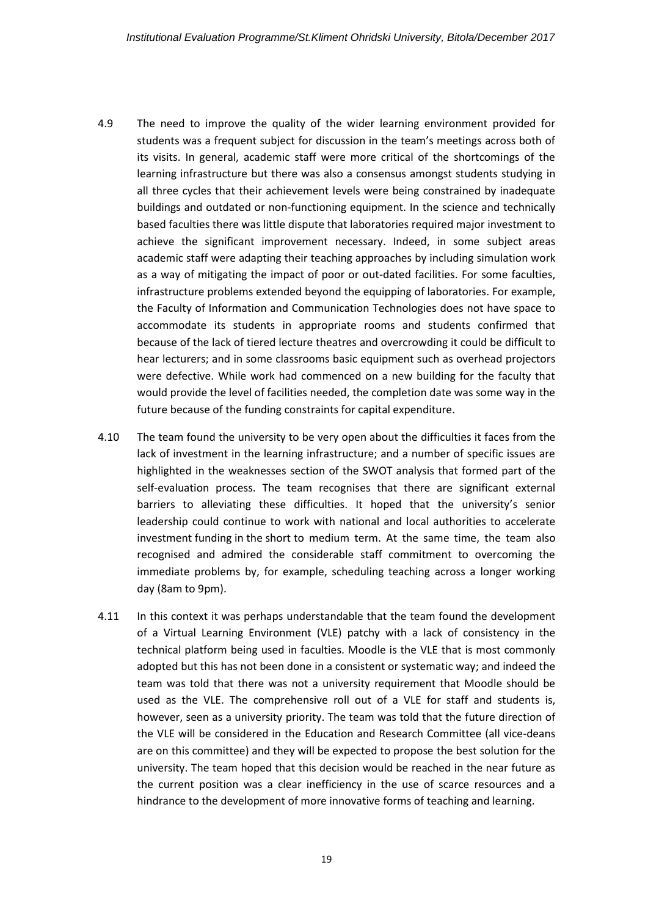4.9 The need to improve the quality of the wider learning environment provided for students was a frequent subject for discussion in the team's meetings across both of its visits. In general, academic staff were more critical of the shortcomings of the learning infrastructure but there was also a consensus amongst students studying in all three cycles that their achievement levels were being constrained by inadequate buildings and outdated or non-functioning equipment. In the science and technically based faculties there was little dispute that laboratories required major investment to achieve the significant improvement necessary. Indeed, in some subject areas academic staff were adapting their teaching approaches by including simulation work as a way of mitigating the impact of poor or out-dated facilities. For some faculties, infrastructure problems extended beyond the equipping of laboratories. For example, the Faculty of Information and Communication Technologies does not have space to accommodate its students in appropriate rooms and students confirmed that because of the lack of tiered lecture theatres and overcrowding it could be difficult to hear lecturers; and in some classrooms basic equipment such as overhead projectors were defective. While work had commenced on a new building for the faculty that would provide the level of facilities needed, the completion date was some way in the future because of the funding constraints for capital expenditure.

4.10 The team found the university to be very open about the difficulties it faces from the lack of investment in the learning infrastructure; and a number of specific issues are highlighted in the weaknesses section of the SWOT analysis that formed part of the self-evaluation process. The team recognises that there are significant external barriers to alleviating these difficulties. It hoped that the university's senior leadership could continue to work with national and local authorities to accelerate investment funding in the short to medium term. At the same time, the team also recognised and admired the considerable staff commitment to overcoming the immediate problems by, for example, scheduling teaching across a longer working day (8am to 9pm).

4.11 In this context it was perhaps understandable that the team found the development of a Virtual Learning Environment (VLE) patchy with a lack of consistency in the technical platform being used in faculties. Moodle is the VLE that is most commonly adopted but this has not been done in a consistent or systematic way; and indeed the team was told that there was not a university requirement that Moodle should be used as the VLE. The comprehensive roll out of a VLE for staff and students is, however, seen as a university priority. The team was told that the future direction of the VLE will be considered in the Education and Research Committee (all vice-deans are on this committee) and they will be expected to propose the best solution for the university. The team hoped that this decision would be reached in the near future as the current position was a clear inefficiency in the use of scarce resources and a hindrance to the development of more innovative forms of teaching and learning.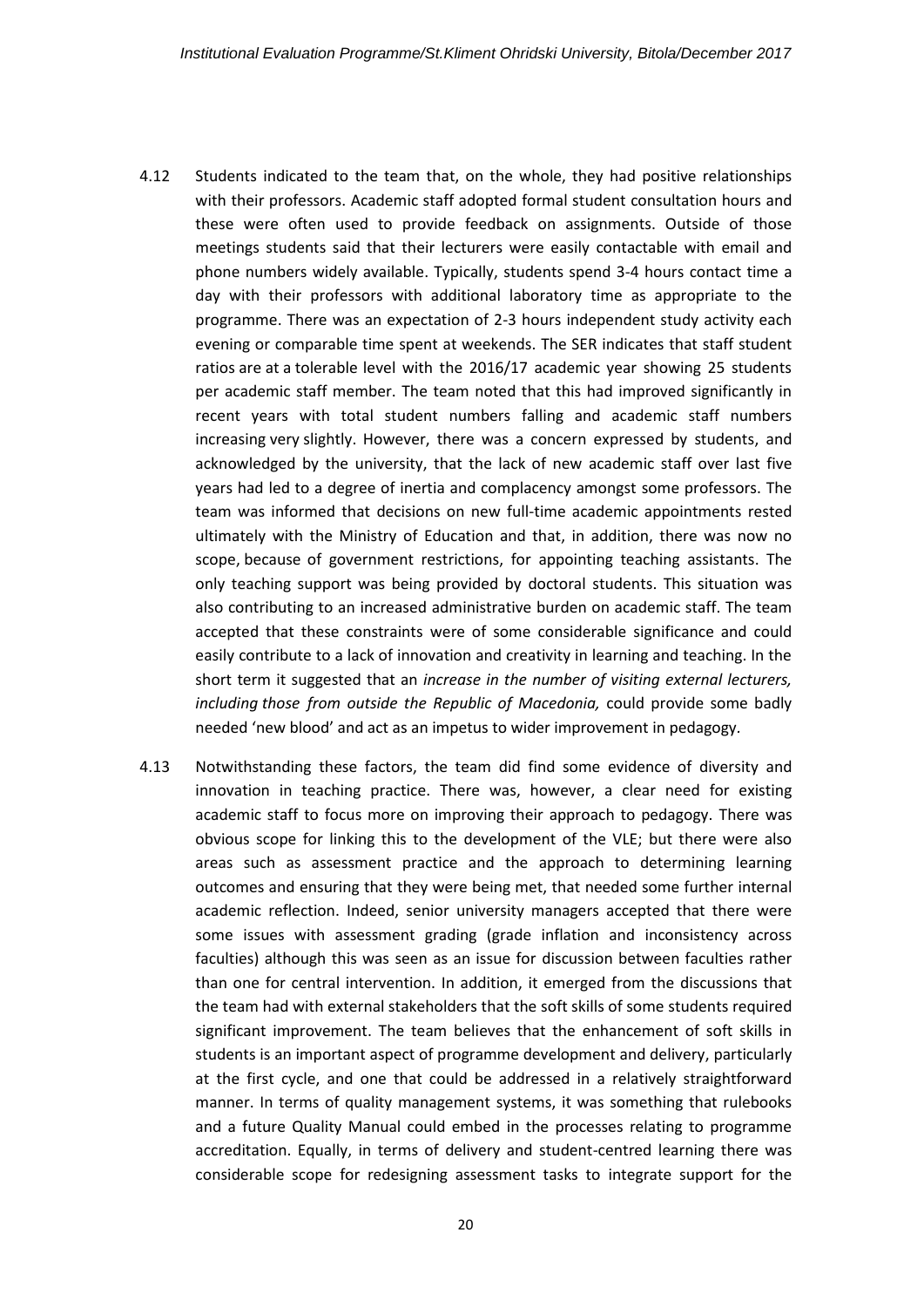4.12 Students indicated to the team that, on the whole, they had positive relationships with their professors. Academic staff adopted formal student consultation hours and these were often used to provide feedback on assignments. Outside of those meetings students said that their lecturers were easily contactable with email and phone numbers widely available. Typically, students spend 3-4 hours contact time a day with their professors with additional laboratory time as appropriate to the programme. There was an expectation of 2-3 hours independent study activity each evening or comparable time spent at weekends. The SER indicates that staff student ratios are at a tolerable level with the 2016/17 academic year showing 25 students per academic staff member. The team noted that this had improved significantly in recent years with total student numbers falling and academic staff numbers increasing very slightly. However, there was a concern expressed by students, and acknowledged by the university, that the lack of new academic staff over last five years had led to a degree of inertia and complacency amongst some professors. The team was informed that decisions on new full-time academic appointments rested ultimately with the Ministry of Education and that, in addition, there was now no scope, because of government restrictions, for appointing teaching assistants. The only teaching support was being provided by doctoral students. This situation was also contributing to an increased administrative burden on academic staff. The team accepted that these constraints were of some considerable significance and could easily contribute to a lack of innovation and creativity in learning and teaching. In the short term it suggested that an *increase in the number of visiting external lecturers, including those from outside the Republic of Macedonia,* could provide some badly needed 'new blood' and act as an impetus to wider improvement in pedagogy.

4.13 Notwithstanding these factors, the team did find some evidence of diversity and innovation in teaching practice. There was, however, a clear need for existing academic staff to focus more on improving their approach to pedagogy. There was obvious scope for linking this to the development of the VLE; but there were also areas such as assessment practice and the approach to determining learning outcomes and ensuring that they were being met, that needed some further internal academic reflection. Indeed, senior university managers accepted that there were some issues with assessment grading (grade inflation and inconsistency across faculties) although this was seen as an issue for discussion between faculties rather than one for central intervention. In addition, it emerged from the discussions that the team had with external stakeholders that the soft skills of some students required significant improvement. The team believes that the enhancement of soft skills in students is an important aspect of programme development and delivery, particularly at the first cycle, and one that could be addressed in a relatively straightforward manner. In terms of quality management systems, it was something that rulebooks and a future Quality Manual could embed in the processes relating to programme accreditation. Equally, in terms of delivery and student-centred learning there was considerable scope for redesigning assessment tasks to integrate support for the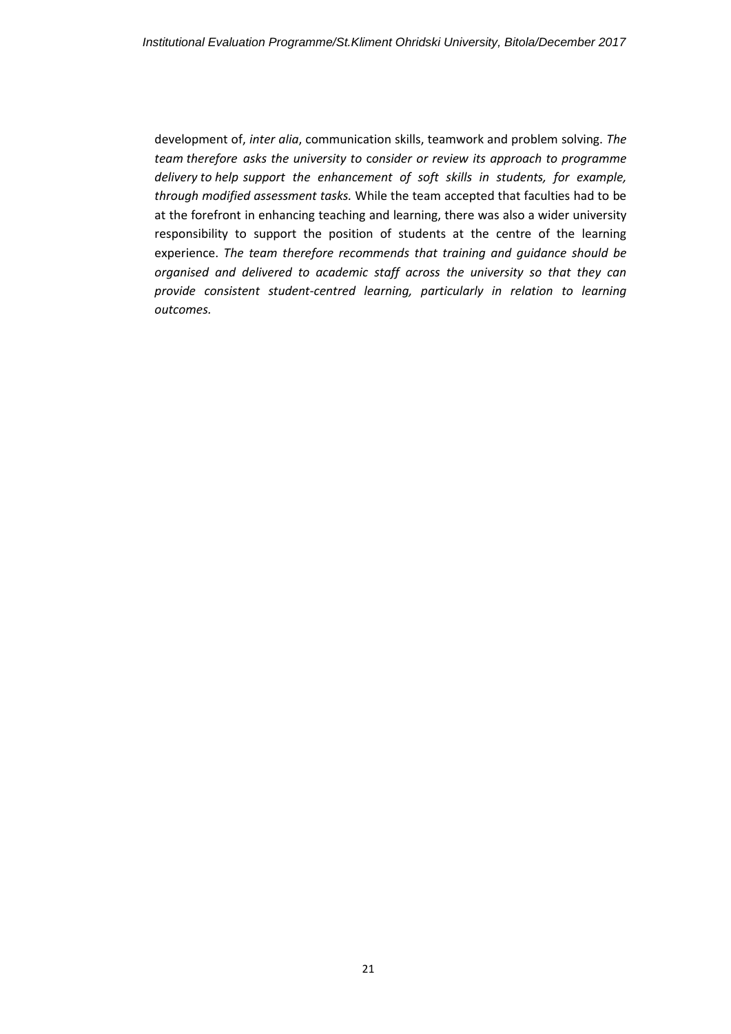development of, *inter alia*, communication skills, teamwork and problem solving. *The team therefore asks the university to consider or review its approach to programme delivery to help support the enhancement of soft skills in students, for example, through modified assessment tasks.* While the team accepted that faculties had to be at the forefront in enhancing teaching and learning, there was also a wider university responsibility to support the position of students at the centre of the learning experience. *The team therefore recommends that training and guidance should be organised and delivered to academic staff across the university so that they can provide consistent student-centred learning, particularly in relation to learning outcomes.*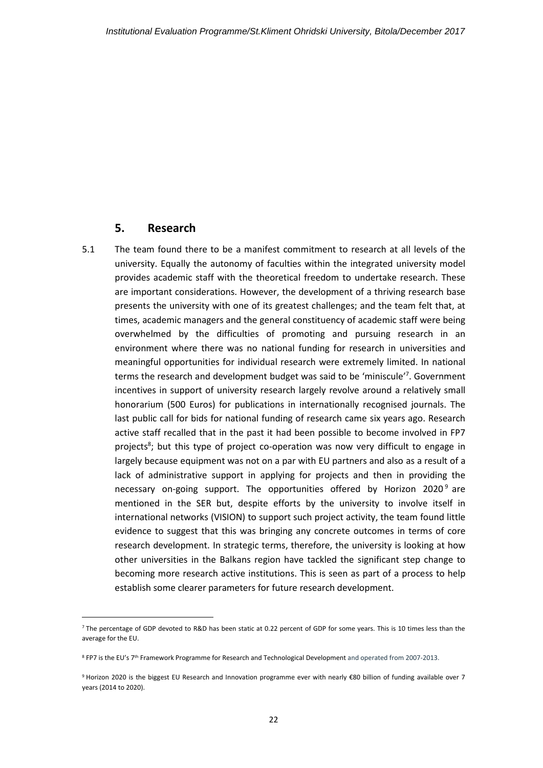## 5. Research

5.1 The team found there to be a manifest commitment to research at all levels of the university. Equally the autonomy of faculties within the integrated university model provides academic staff with the theoretical freedom to undertake research. These are important considerations. However, the development of a thriving research base presents the university with one of its greatest challenges; and the team felt that, at times, academic managers and the general constituency of academic staff were being overwhelmed by the difficulties of promoting and pursuing research in an environment where there was no national funding for research in universities and meaningful opportunities for individual research were extremely limited. In national terms the research and development budget was said to be 'miniscule'[7]. Government incentives in support of university research largely revolve around a relatively small honorarium (500 Euros) for publications in internationally recognised journals. The last public call for bids for national funding of research came six years ago. Research active staff recalled that in the past it had been possible to become involved in FP7 projects[8]; but this type of project co-operation was now very difficult to engage in largely because equipment was not on a par with EU partners and also as a result of a lack of administrative support in applying for projects and then in providing the necessary on-going support. The opportunities offered by Horizon 2020[9] are mentioned in the SER but, despite efforts by the university to involve itself in international networks (VISION) to support such project activity, the team found little evidence to suggest that this was bringing any concrete outcomes in terms of core research development. In strategic terms, therefore, the university is looking at how other universities in the Balkans region have tackled the significant step change to becoming more research active institutions. This is seen as part of a process to help establish some clearer parameters for future research development.

---

[7] The percentage of GDP devoted to R&D has been static at 0.22 percent of GDP for some years. This is 10 times less than the average for the EU.

[8] FP7 is the EU's 7th Framework Programme for Research and Technological Development and operated from 2007-2013.

[9] Horizon 2020 is the biggest EU Research and Innovation programme ever with nearly €80 billion of funding available over 7 years (2014 to 2020).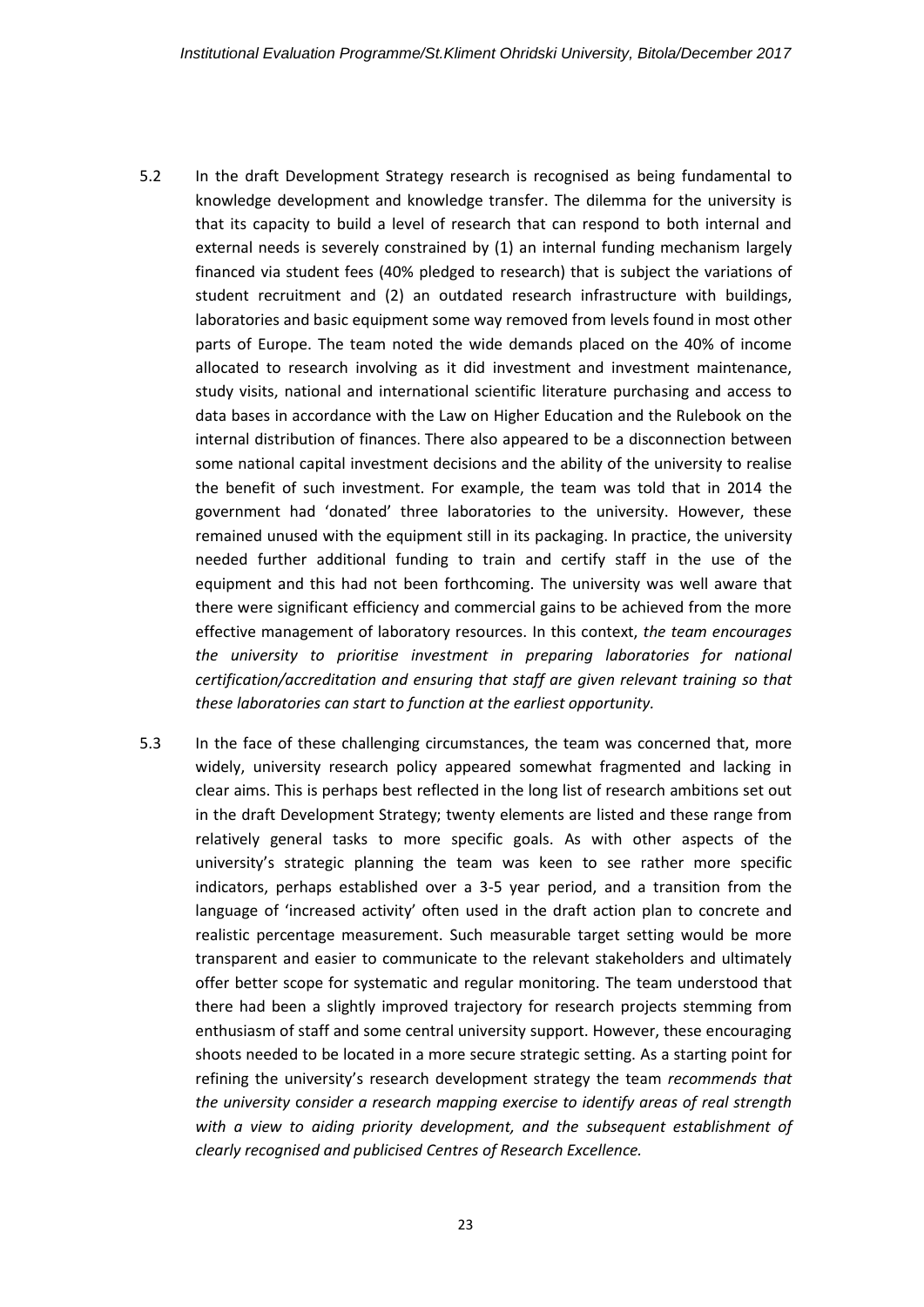5.2 In the draft Development Strategy research is recognised as being fundamental to knowledge development and knowledge transfer. The dilemma for the university is that its capacity to build a level of research that can respond to both internal and external needs is severely constrained by (1) an internal funding mechanism largely financed via student fees (40% pledged to research) that is subject the variations of student recruitment and (2) an outdated research infrastructure with buildings, laboratories and basic equipment some way removed from levels found in most other parts of Europe. The team noted the wide demands placed on the 40% of income allocated to research involving as it did investment and investment maintenance, study visits, national and international scientific literature purchasing and access to data bases in accordance with the Law on Higher Education and the Rulebook on the internal distribution of finances. There also appeared to be a disconnection between some national capital investment decisions and the ability of the university to realise the benefit of such investment. For example, the team was told that in 2014 the government had 'donated' three laboratories to the university. However, these remained unused with the equipment still in its packaging. In practice, the university needed further additional funding to train and certify staff in the use of the equipment and this had not been forthcoming. The university was well aware that there were significant efficiency and commercial gains to be achieved from the more effective management of laboratory resources. In this context, *the team encourages the university to prioritise investment in preparing laboratories for national certification/accreditation and ensuring that staff are given relevant training so that these laboratories can start to function at the earliest opportunity.*

5.3 In the face of these challenging circumstances, the team was concerned that, more widely, university research policy appeared somewhat fragmented and lacking in clear aims. This is perhaps best reflected in the long list of research ambitions set out in the draft Development Strategy; twenty elements are listed and these range from relatively general tasks to more specific goals. As with other aspects of the university's strategic planning the team was keen to see rather more specific indicators, perhaps established over a 3-5 year period, and a transition from the language of 'increased activity' often used in the draft action plan to concrete and realistic percentage measurement. Such measurable target setting would be more transparent and easier to communicate to the relevant stakeholders and ultimately offer better scope for systematic and regular monitoring. The team understood that there had been a slightly improved trajectory for research projects stemming from enthusiasm of staff and some central university support. However, these encouraging shoots needed to be located in a more secure strategic setting. As a starting point for refining the university's research development strategy the team *recommends that the university consider a research mapping exercise to identify areas of real strength with a view to aiding priority development, and the subsequent establishment of clearly recognised and publicised Centres of Research Excellence.*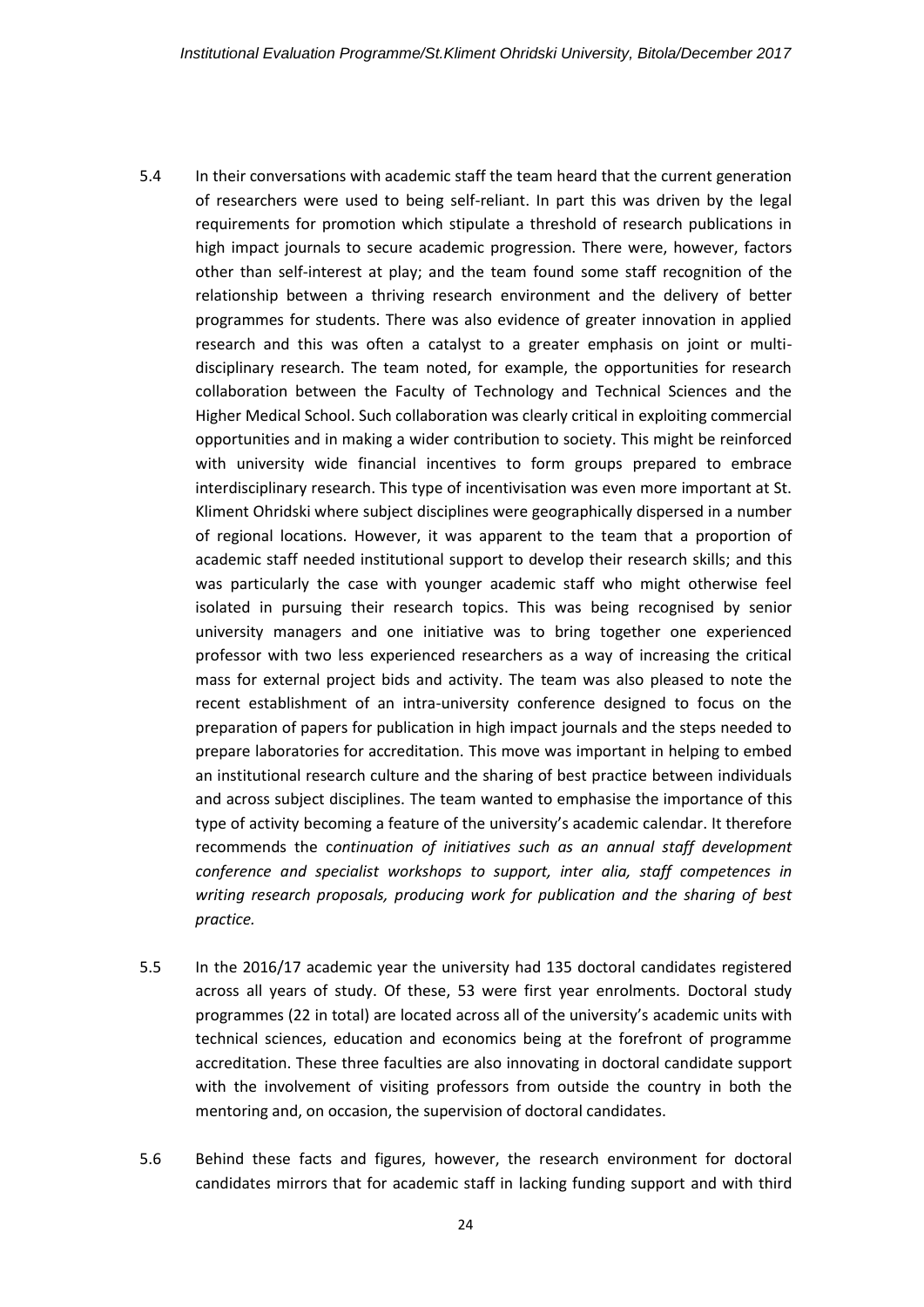5.4 In their conversations with academic staff the team heard that the current generation of researchers were used to being self-reliant. In part this was driven by the legal requirements for promotion which stipulate a threshold of research publications in high impact journals to secure academic progression. There were, however, factors other than self-interest at play; and the team found some staff recognition of the relationship between a thriving research environment and the delivery of better programmes for students. There was also evidence of greater innovation in applied research and this was often a catalyst to a greater emphasis on joint or multi-disciplinary research. The team noted, for example, the opportunities for research collaboration between the Faculty of Technology and Technical Sciences and the Higher Medical School. Such collaboration was clearly critical in exploiting commercial opportunities and in making a wider contribution to society. This might be reinforced with university wide financial incentives to form groups prepared to embrace interdisciplinary research. This type of incentivisation was even more important at St. Kliment Ohridski where subject disciplines were geographically dispersed in a number of regional locations. However, it was apparent to the team that a proportion of academic staff needed institutional support to develop their research skills; and this was particularly the case with younger academic staff who might otherwise feel isolated in pursuing their research topics. This was being recognised by senior university managers and one initiative was to bring together one experienced professor with two less experienced researchers as a way of increasing the critical mass for external project bids and activity. The team was also pleased to note the recent establishment of an intra-university conference designed to focus on the preparation of papers for publication in high impact journals and the steps needed to prepare laboratories for accreditation. This move was important in helping to embed an institutional research culture and the sharing of best practice between individuals and across subject disciplines. The team wanted to emphasise the importance of this type of activity becoming a feature of the university's academic calendar. It therefore recommends the c*ontinuation of initiatives such as an annual staff development conference and specialist workshops to support, inter alia, staff competences in writing research proposals, producing work for publication and the sharing of best practice.*

5.5 In the 2016/17 academic year the university had 135 doctoral candidates registered across all years of study. Of these, 53 were first year enrolments. Doctoral study programmes (22 in total) are located across all of the university's academic units with technical sciences, education and economics being at the forefront of programme accreditation. These three faculties are also innovating in doctoral candidate support with the involvement of visiting professors from outside the country in both the mentoring and, on occasion, the supervision of doctoral candidates.

5.6 Behind these facts and figures, however, the research environment for doctoral candidates mirrors that for academic staff in lacking funding support and with third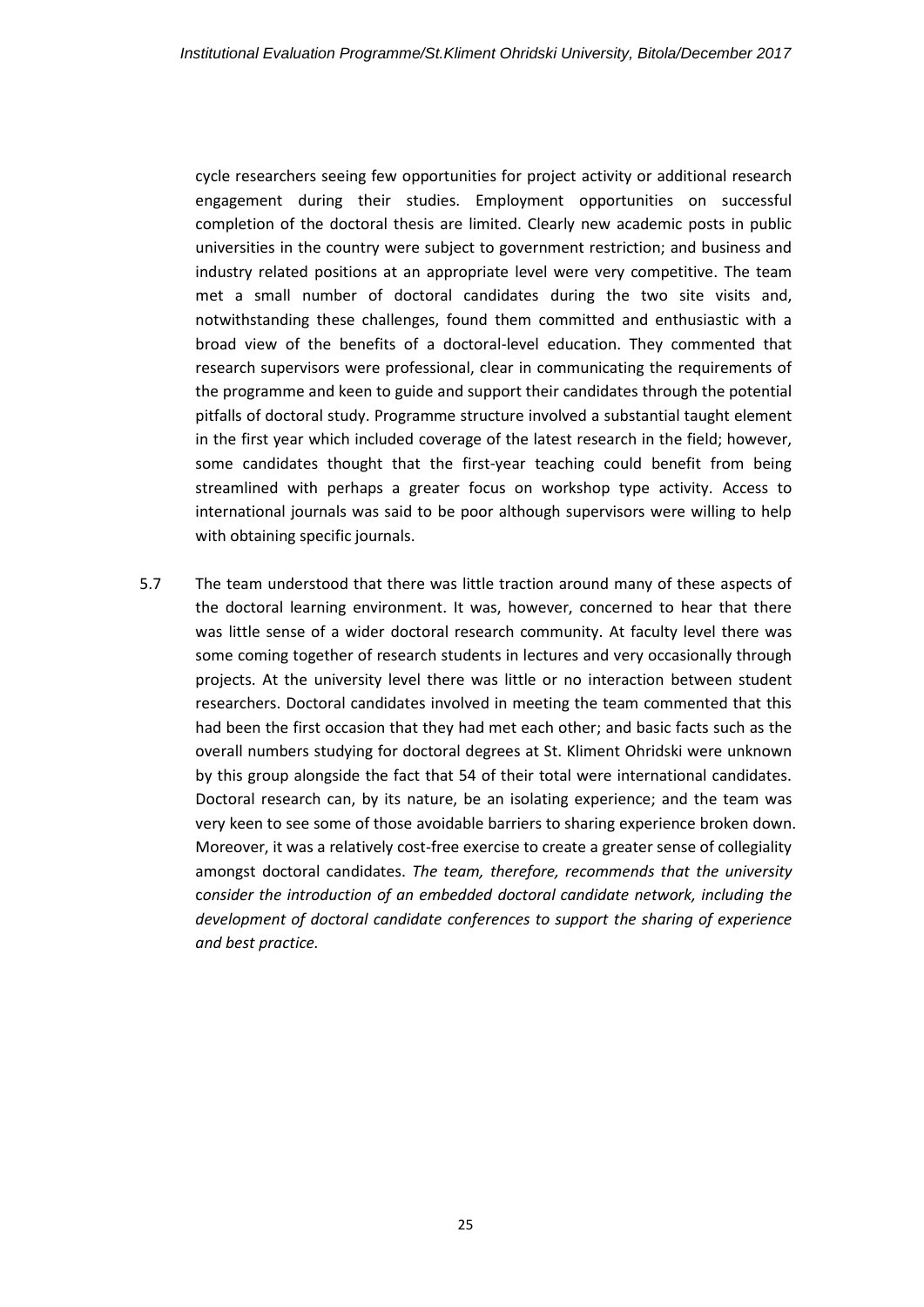cycle researchers seeing few opportunities for project activity or additional research engagement during their studies. Employment opportunities on successful completion of the doctoral thesis are limited. Clearly new academic posts in public universities in the country were subject to government restriction; and business and industry related positions at an appropriate level were very competitive. The team met a small number of doctoral candidates during the two site visits and, notwithstanding these challenges, found them committed and enthusiastic with a broad view of the benefits of a doctoral-level education. They commented that research supervisors were professional, clear in communicating the requirements of the programme and keen to guide and support their candidates through the potential pitfalls of doctoral study. Programme structure involved a substantial taught element in the first year which included coverage of the latest research in the field; however, some candidates thought that the first-year teaching could benefit from being streamlined with perhaps a greater focus on workshop type activity. Access to international journals was said to be poor although supervisors were willing to help with obtaining specific journals.

5.7 The team understood that there was little traction around many of these aspects of the doctoral learning environment. It was, however, concerned to hear that there was little sense of a wider doctoral research community. At faculty level there was some coming together of research students in lectures and very occasionally through projects. At the university level there was little or no interaction between student researchers. Doctoral candidates involved in meeting the team commented that this had been the first occasion that they had met each other; and basic facts such as the overall numbers studying for doctoral degrees at St. Kliment Ohridski were unknown by this group alongside the fact that 54 of their total were international candidates. Doctoral research can, by its nature, be an isolating experience; and the team was very keen to see some of those avoidable barriers to sharing experience broken down. Moreover, it was a relatively cost-free exercise to create a greater sense of collegiality amongst doctoral candidates. *The team, therefore, recommends that the university consider the introduction of an embedded doctoral candidate network, including the development of doctoral candidate conferences to support the sharing of experience and best practice.*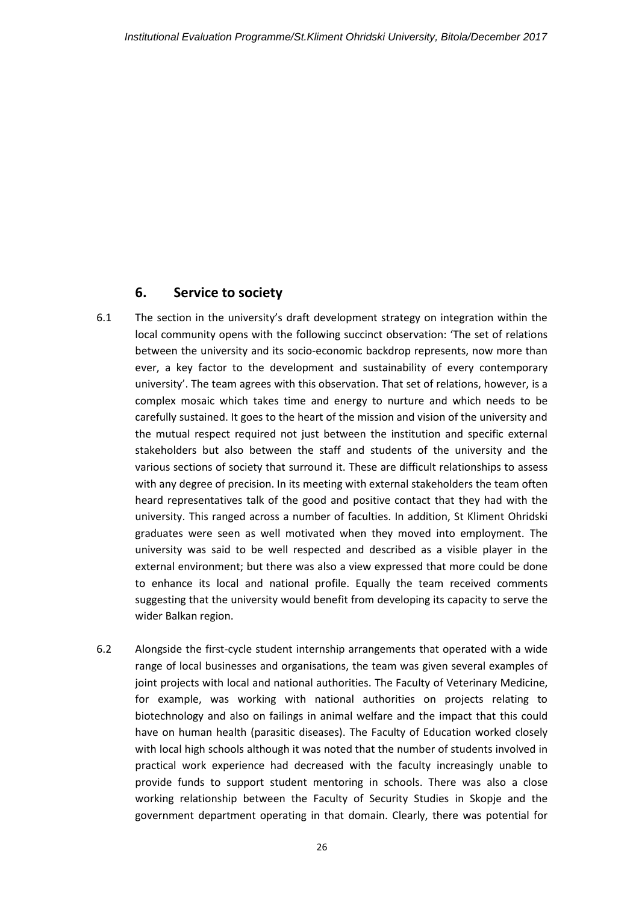## 6. Service to society

6.1 The section in the university's draft development strategy on integration within the local community opens with the following succinct observation: 'The set of relations between the university and its socio-economic backdrop represents, now more than ever, a key factor to the development and sustainability of every contemporary university'. The team agrees with this observation. That set of relations, however, is a complex mosaic which takes time and energy to nurture and which needs to be carefully sustained. It goes to the heart of the mission and vision of the university and the mutual respect required not just between the institution and specific external stakeholders but also between the staff and students of the university and the various sections of society that surround it. These are difficult relationships to assess with any degree of precision. In its meeting with external stakeholders the team often heard representatives talk of the good and positive contact that they had with the university. This ranged across a number of faculties. In addition, St Kliment Ohridski graduates were seen as well motivated when they moved into employment. The university was said to be well respected and described as a visible player in the external environment; but there was also a view expressed that more could be done to enhance its local and national profile. Equally the team received comments suggesting that the university would benefit from developing its capacity to serve the wider Balkan region.

6.2 Alongside the first-cycle student internship arrangements that operated with a wide range of local businesses and organisations, the team was given several examples of joint projects with local and national authorities. The Faculty of Veterinary Medicine, for example, was working with national authorities on projects relating to biotechnology and also on failings in animal welfare and the impact that this could have on human health (parasitic diseases). The Faculty of Education worked closely with local high schools although it was noted that the number of students involved in practical work experience had decreased with the faculty increasingly unable to provide funds to support student mentoring in schools. There was also a close working relationship between the Faculty of Security Studies in Skopje and the government department operating in that domain. Clearly, there was potential for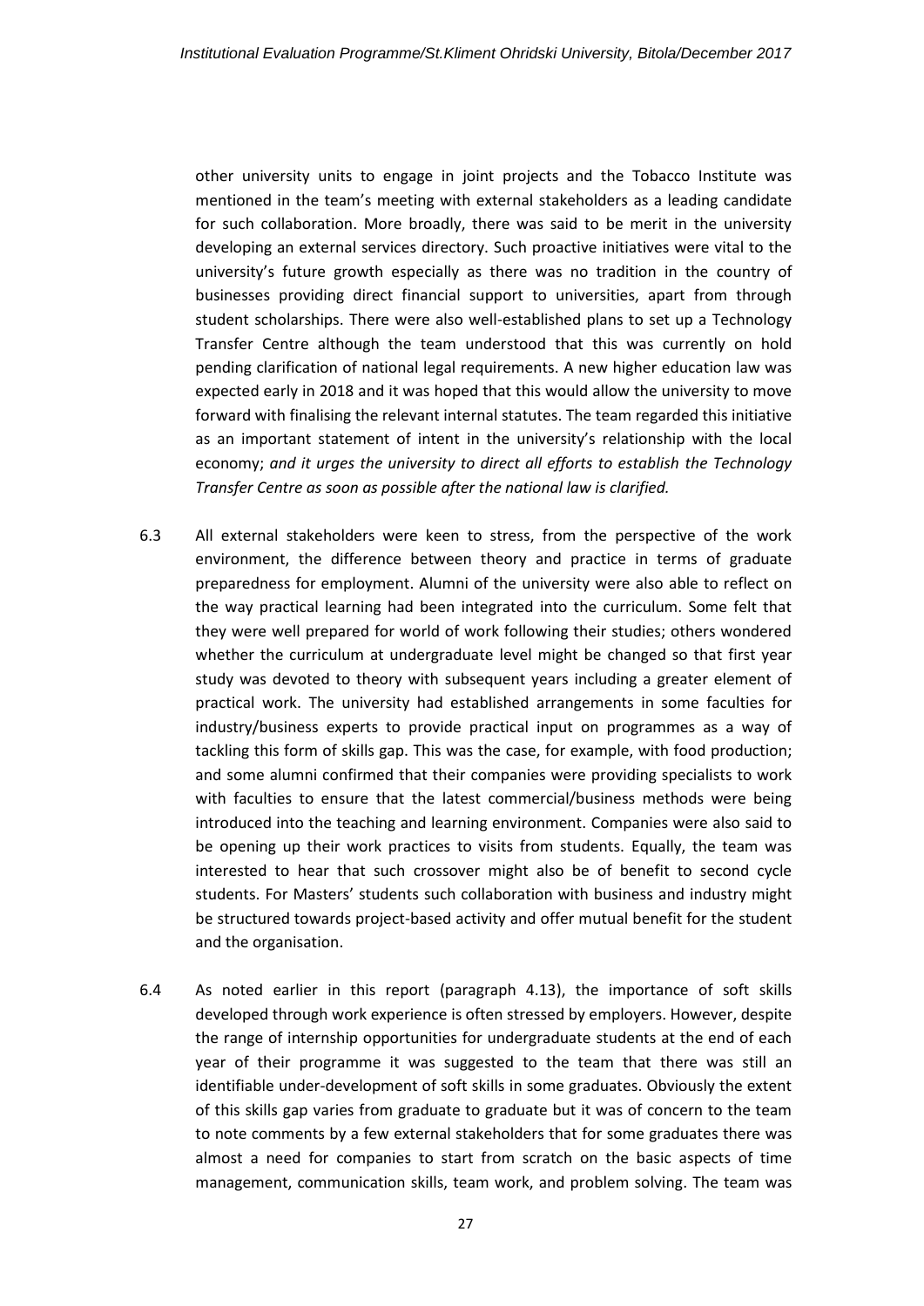other university units to engage in joint projects and the Tobacco Institute was mentioned in the team's meeting with external stakeholders as a leading candidate for such collaboration. More broadly, there was said to be merit in the university developing an external services directory. Such proactive initiatives were vital to the university's future growth especially as there was no tradition in the country of businesses providing direct financial support to universities, apart from through student scholarships. There were also well-established plans to set up a Technology Transfer Centre although the team understood that this was currently on hold pending clarification of national legal requirements. A new higher education law was expected early in 2018 and it was hoped that this would allow the university to move forward with finalising the relevant internal statutes. The team regarded this initiative as an important statement of intent in the university's relationship with the local economy; *and it urges the university to direct all efforts to establish the Technology Transfer Centre as soon as possible after the national law is clarified.*

6.3 All external stakeholders were keen to stress, from the perspective of the work environment, the difference between theory and practice in terms of graduate preparedness for employment. Alumni of the university were also able to reflect on the way practical learning had been integrated into the curriculum. Some felt that they were well prepared for world of work following their studies; others wondered whether the curriculum at undergraduate level might be changed so that first year study was devoted to theory with subsequent years including a greater element of practical work. The university had established arrangements in some faculties for industry/business experts to provide practical input on programmes as a way of tackling this form of skills gap. This was the case, for example, with food production; and some alumni confirmed that their companies were providing specialists to work with faculties to ensure that the latest commercial/business methods were being introduced into the teaching and learning environment. Companies were also said to be opening up their work practices to visits from students. Equally, the team was interested to hear that such crossover might also be of benefit to second cycle students. For Masters' students such collaboration with business and industry might be structured towards project-based activity and offer mutual benefit for the student and the organisation.

6.4 As noted earlier in this report (paragraph 4.13), the importance of soft skills developed through work experience is often stressed by employers. However, despite the range of internship opportunities for undergraduate students at the end of each year of their programme it was suggested to the team that there was still an identifiable under-development of soft skills in some graduates. Obviously the extent of this skills gap varies from graduate to graduate but it was of concern to the team to note comments by a few external stakeholders that for some graduates there was almost a need for companies to start from scratch on the basic aspects of time management, communication skills, team work, and problem solving. The team was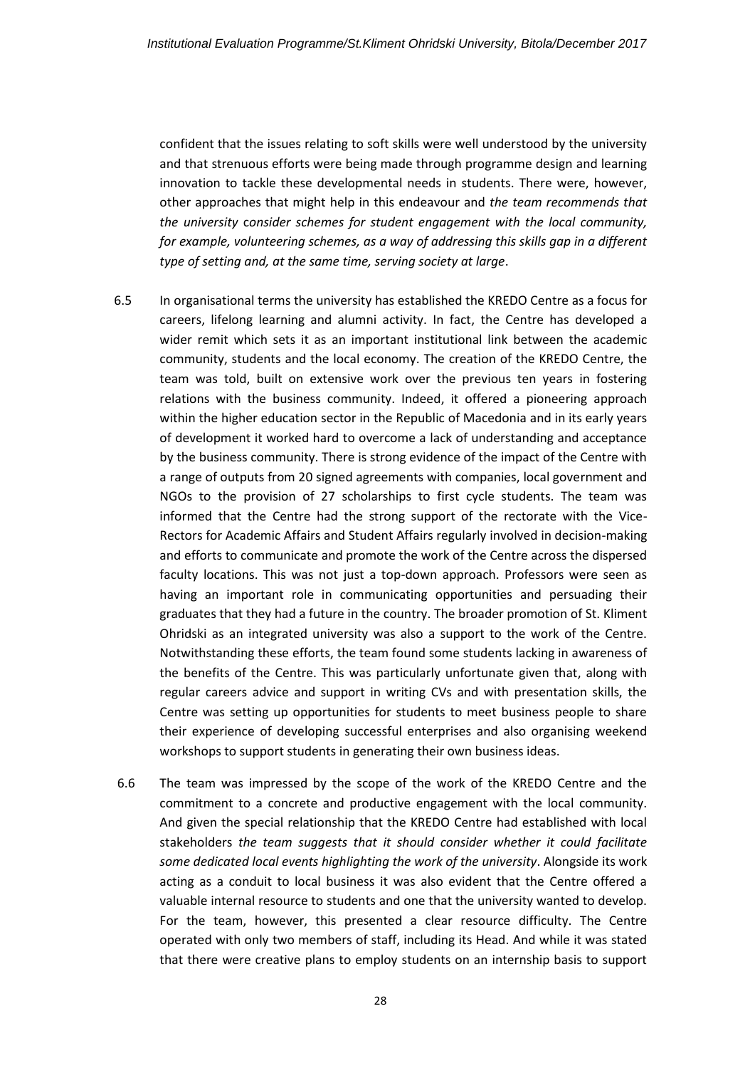confident that the issues relating to soft skills were well understood by the university and that strenuous efforts were being made through programme design and learning innovation to tackle these developmental needs in students. There were, however, other approaches that might help in this endeavour and *the team recommends that the university consider schemes for student engagement with the local community, for example, volunteering schemes, as a way of addressing this skills gap in a different type of setting and, at the same time, serving society at large*.

6.5 In organisational terms the university has established the KREDO Centre as a focus for careers, lifelong learning and alumni activity. In fact, the Centre has developed a wider remit which sets it as an important institutional link between the academic community, students and the local economy. The creation of the KREDO Centre, the team was told, built on extensive work over the previous ten years in fostering relations with the business community. Indeed, it offered a pioneering approach within the higher education sector in the Republic of Macedonia and in its early years of development it worked hard to overcome a lack of understanding and acceptance by the business community. There is strong evidence of the impact of the Centre with a range of outputs from 20 signed agreements with companies, local government and NGOs to the provision of 27 scholarships to first cycle students. The team was informed that the Centre had the strong support of the rectorate with the Vice-Rectors for Academic Affairs and Student Affairs regularly involved in decision-making and efforts to communicate and promote the work of the Centre across the dispersed faculty locations. This was not just a top-down approach. Professors were seen as having an important role in communicating opportunities and persuading their graduates that they had a future in the country. The broader promotion of St. Kliment Ohridski as an integrated university was also a support to the work of the Centre. Notwithstanding these efforts, the team found some students lacking in awareness of the benefits of the Centre. This was particularly unfortunate given that, along with regular careers advice and support in writing CVs and with presentation skills, the Centre was setting up opportunities for students to meet business people to share their experience of developing successful enterprises and also organising weekend workshops to support students in generating their own business ideas.

6.6 The team was impressed by the scope of the work of the KREDO Centre and the commitment to a concrete and productive engagement with the local community. And given the special relationship that the KREDO Centre had established with local stakeholders *the team suggests that it should consider whether it could facilitate some dedicated local events highlighting the work of the university*. Alongside its work acting as a conduit to local business it was also evident that the Centre offered a valuable internal resource to students and one that the university wanted to develop. For the team, however, this presented a clear resource difficulty. The Centre operated with only two members of staff, including its Head. And while it was stated that there were creative plans to employ students on an internship basis to support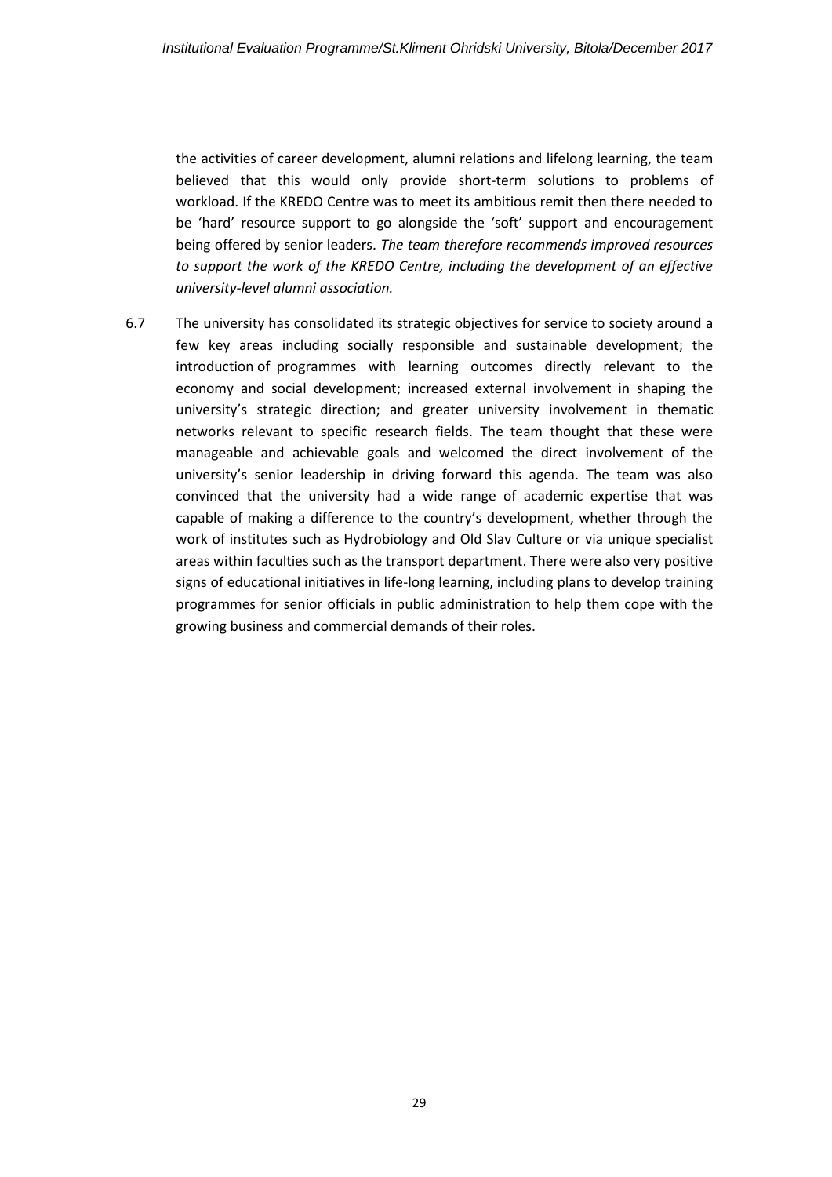the activities of career development, alumni relations and lifelong learning, the team believed that this would only provide short-term solutions to problems of workload. If the KREDO Centre was to meet its ambitious remit then there needed to be 'hard' resource support to go alongside the 'soft' support and encouragement being offered by senior leaders. *The team therefore recommends improved resources to support the work of the KREDO Centre, including the development of an effective university-level alumni association.*

6.7 The university has consolidated its strategic objectives for service to society around a few key areas including socially responsible and sustainable development; the introduction of programmes with learning outcomes directly relevant to the economy and social development; increased external involvement in shaping the university's strategic direction; and greater university involvement in thematic networks relevant to specific research fields. The team thought that these were manageable and achievable goals and welcomed the direct involvement of the university's senior leadership in driving forward this agenda. The team was also convinced that the university had a wide range of academic expertise that was capable of making a difference to the country's development, whether through the work of institutes such as Hydrobiology and Old Slav Culture or via unique specialist areas within faculties such as the transport department. There were also very positive signs of educational initiatives in life-long learning, including plans to develop training programmes for senior officials in public administration to help them cope with the growing business and commercial demands of their roles.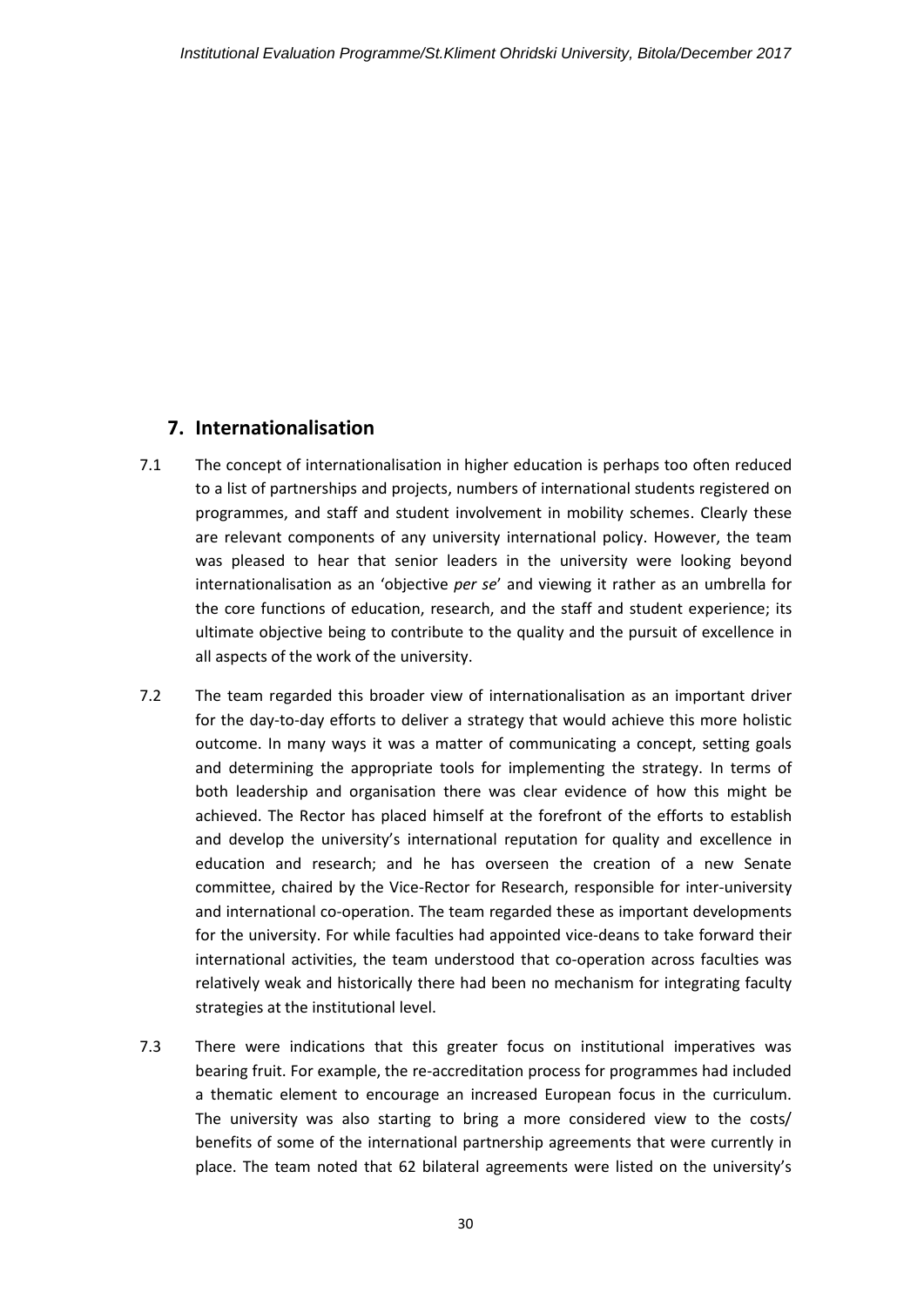## 7. Internationalisation

7.1 The concept of internationalisation in higher education is perhaps too often reduced to a list of partnerships and projects, numbers of international students registered on programmes, and staff and student involvement in mobility schemes. Clearly these are relevant components of any university international policy. However, the team was pleased to hear that senior leaders in the university were looking beyond internationalisation as an 'objective *per se*' and viewing it rather as an umbrella for the core functions of education, research, and the staff and student experience; its ultimate objective being to contribute to the quality and the pursuit of excellence in all aspects of the work of the university.

7.2 The team regarded this broader view of internationalisation as an important driver for the day-to-day efforts to deliver a strategy that would achieve this more holistic outcome. In many ways it was a matter of communicating a concept, setting goals and determining the appropriate tools for implementing the strategy. In terms of both leadership and organisation there was clear evidence of how this might be achieved. The Rector has placed himself at the forefront of the efforts to establish and develop the university's international reputation for quality and excellence in education and research; and he has overseen the creation of a new Senate committee, chaired by the Vice-Rector for Research, responsible for inter-university and international co-operation. The team regarded these as important developments for the university. For while faculties had appointed vice-deans to take forward their international activities, the team understood that co-operation across faculties was relatively weak and historically there had been no mechanism for integrating faculty strategies at the institutional level.

7.3 There were indications that this greater focus on institutional imperatives was bearing fruit. For example, the re-accreditation process for programmes had included a thematic element to encourage an increased European focus in the curriculum. The university was also starting to bring a more considered view to the costs/ benefits of some of the international partnership agreements that were currently in place. The team noted that 62 bilateral agreements were listed on the university's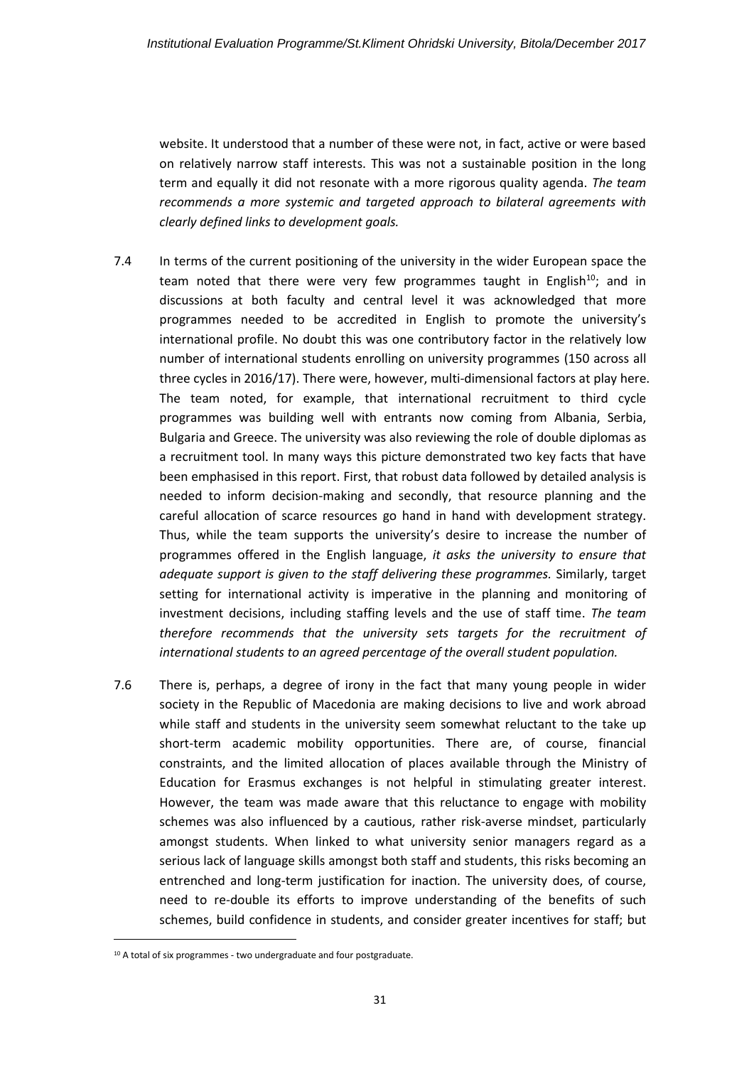website. It understood that a number of these were not, in fact, active or were based on relatively narrow staff interests. This was not a sustainable position in the long term and equally it did not resonate with a more rigorous quality agenda. *The team recommends a more systemic and targeted approach to bilateral agreements with clearly defined links to development goals.*

7.4 In terms of the current positioning of the university in the wider European space the team noted that there were very few programmes taught in English[10]; and in discussions at both faculty and central level it was acknowledged that more programmes needed to be accredited in English to promote the university's international profile. No doubt this was one contributory factor in the relatively low number of international students enrolling on university programmes (150 across all three cycles in 2016/17). There were, however, multi-dimensional factors at play here. The team noted, for example, that international recruitment to third cycle programmes was building well with entrants now coming from Albania, Serbia, Bulgaria and Greece. The university was also reviewing the role of double diplomas as a recruitment tool. In many ways this picture demonstrated two key facts that have been emphasised in this report. First, that robust data followed by detailed analysis is needed to inform decision-making and secondly, that resource planning and the careful allocation of scarce resources go hand in hand with development strategy. Thus, while the team supports the university's desire to increase the number of programmes offered in the English language, *it asks the university to ensure that adequate support is given to the staff delivering these programmes.* Similarly, target setting for international activity is imperative in the planning and monitoring of investment decisions, including staffing levels and the use of staff time. *The team therefore recommends that the university sets targets for the recruitment of international students to an agreed percentage of the overall student population.*

7.6 There is, perhaps, a degree of irony in the fact that many young people in wider society in the Republic of Macedonia are making decisions to live and work abroad while staff and students in the university seem somewhat reluctant to the take up short-term academic mobility opportunities. There are, of course, financial constraints, and the limited allocation of places available through the Ministry of Education for Erasmus exchanges is not helpful in stimulating greater interest. However, the team was made aware that this reluctance to engage with mobility schemes was also influenced by a cautious, rather risk-averse mindset, particularly amongst students. When linked to what university senior managers regard as a serious lack of language skills amongst both staff and students, this risks becoming an entrenched and long-term justification for inaction. The university does, of course, need to re-double its efforts to improve understanding of the benefits of such schemes, build confidence in students, and consider greater incentives for staff; but

[10] A total of six programmes - two undergraduate and four postgraduate.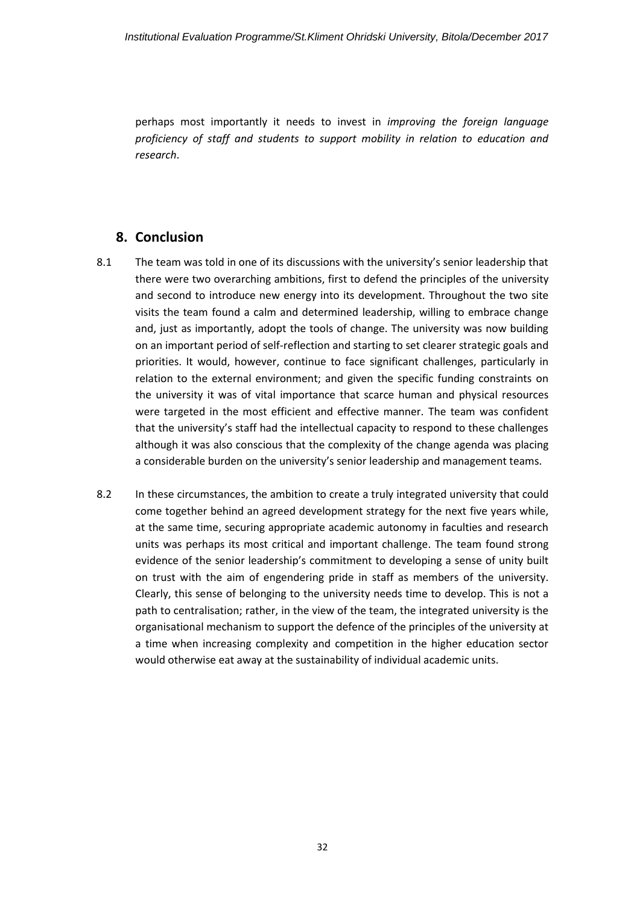perhaps most importantly it needs to invest in *improving the foreign language proficiency of staff and students to support mobility in relation to education and research*.

## 8. Conclusion

8.1 The team was told in one of its discussions with the university's senior leadership that there were two overarching ambitions, first to defend the principles of the university and second to introduce new energy into its development. Throughout the two site visits the team found a calm and determined leadership, willing to embrace change and, just as importantly, adopt the tools of change. The university was now building on an important period of self-reflection and starting to set clearer strategic goals and priorities. It would, however, continue to face significant challenges, particularly in relation to the external environment; and given the specific funding constraints on the university it was of vital importance that scarce human and physical resources were targeted in the most efficient and effective manner. The team was confident that the university's staff had the intellectual capacity to respond to these challenges although it was also conscious that the complexity of the change agenda was placing a considerable burden on the university's senior leadership and management teams.

8.2 In these circumstances, the ambition to create a truly integrated university that could come together behind an agreed development strategy for the next five years while, at the same time, securing appropriate academic autonomy in faculties and research units was perhaps its most critical and important challenge. The team found strong evidence of the senior leadership's commitment to developing a sense of unity built on trust with the aim of engendering pride in staff as members of the university. Clearly, this sense of belonging to the university needs time to develop. This is not a path to centralisation; rather, in the view of the team, the integrated university is the organisational mechanism to support the defence of the principles of the university at a time when increasing complexity and competition in the higher education sector would otherwise eat away at the sustainability of individual academic units.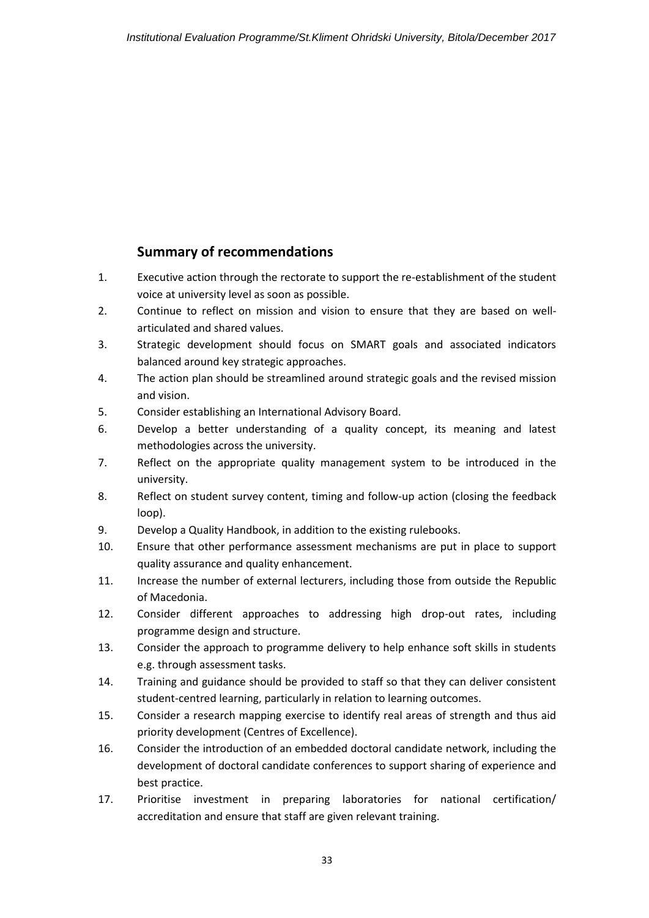## Summary of recommendations

1. Executive action through the rectorate to support the re-establishment of the student voice at university level as soon as possible.
2. Continue to reflect on mission and vision to ensure that they are based on well-articulated and shared values.
3. Strategic development should focus on SMART goals and associated indicators balanced around key strategic approaches.
4. The action plan should be streamlined around strategic goals and the revised mission and vision.
5. Consider establishing an International Advisory Board.
6. Develop a better understanding of a quality concept, its meaning and latest methodologies across the university.
7. Reflect on the appropriate quality management system to be introduced in the university.
8. Reflect on student survey content, timing and follow-up action (closing the feedback loop).
9. Develop a Quality Handbook, in addition to the existing rulebooks.
10. Ensure that other performance assessment mechanisms are put in place to support quality assurance and quality enhancement.
11. Increase the number of external lecturers, including those from outside the Republic of Macedonia.
12. Consider different approaches to addressing high drop-out rates, including programme design and structure.
13. Consider the approach to programme delivery to help enhance soft skills in students e.g. through assessment tasks.
14. Training and guidance should be provided to staff so that they can deliver consistent student-centred learning, particularly in relation to learning outcomes.
15. Consider a research mapping exercise to identify real areas of strength and thus aid priority development (Centres of Excellence).
16. Consider the introduction of an embedded doctoral candidate network, including the development of doctoral candidate conferences to support sharing of experience and best practice.
17. Prioritise investment in preparing laboratories for national certification/ accreditation and ensure that staff are given relevant training.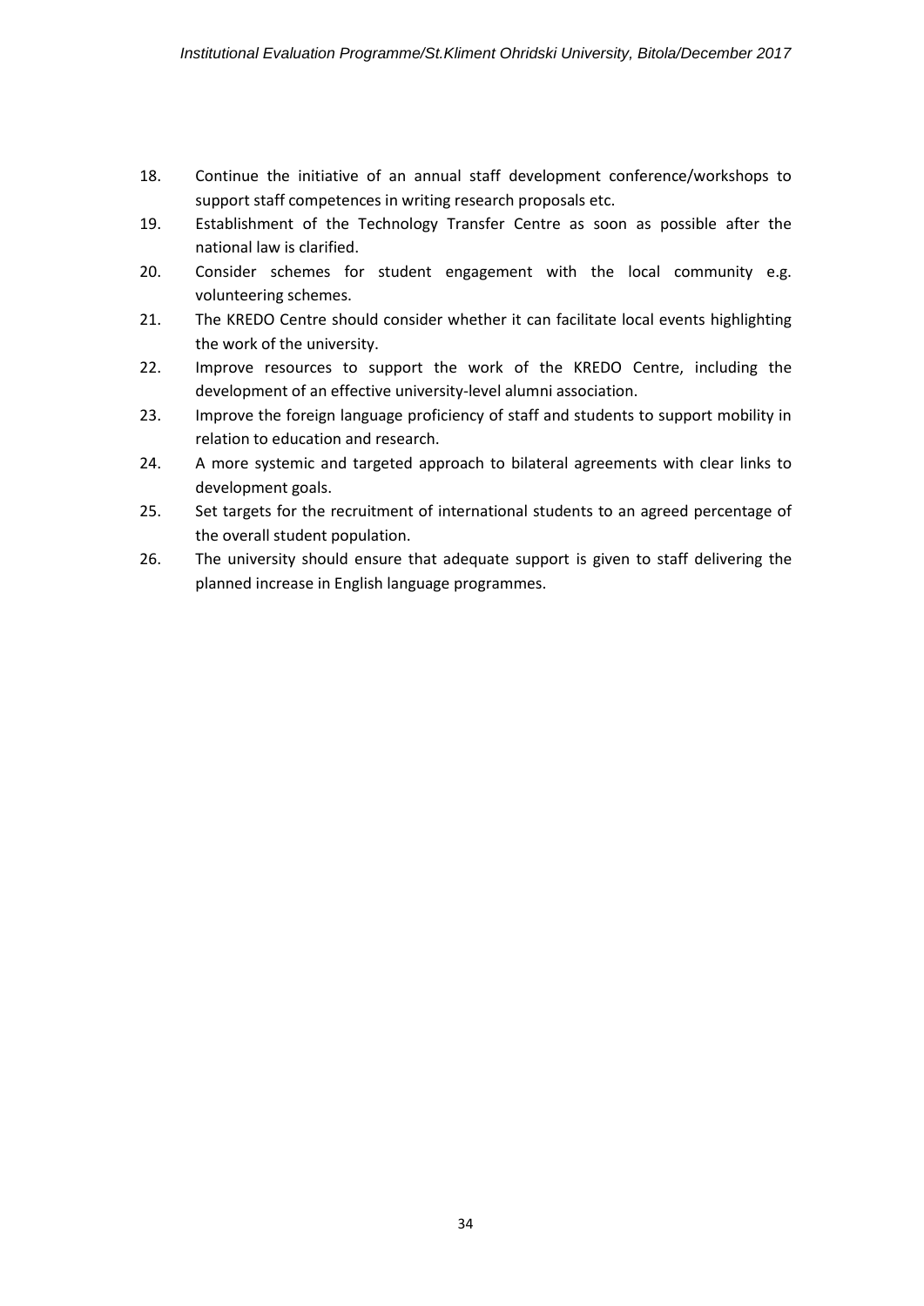18. Continue the initiative of an annual staff development conference/workshops to support staff competences in writing research proposals etc.
19. Establishment of the Technology Transfer Centre as soon as possible after the national law is clarified.
20. Consider schemes for student engagement with the local community e.g. volunteering schemes.
21. The KREDO Centre should consider whether it can facilitate local events highlighting the work of the university.
22. Improve resources to support the work of the KREDO Centre, including the development of an effective university-level alumni association.
23. Improve the foreign language proficiency of staff and students to support mobility in relation to education and research.
24. A more systemic and targeted approach to bilateral agreements with clear links to development goals.
25. Set targets for the recruitment of international students to an agreed percentage of the overall student population.
26. The university should ensure that adequate support is given to staff delivering the planned increase in English language programmes.